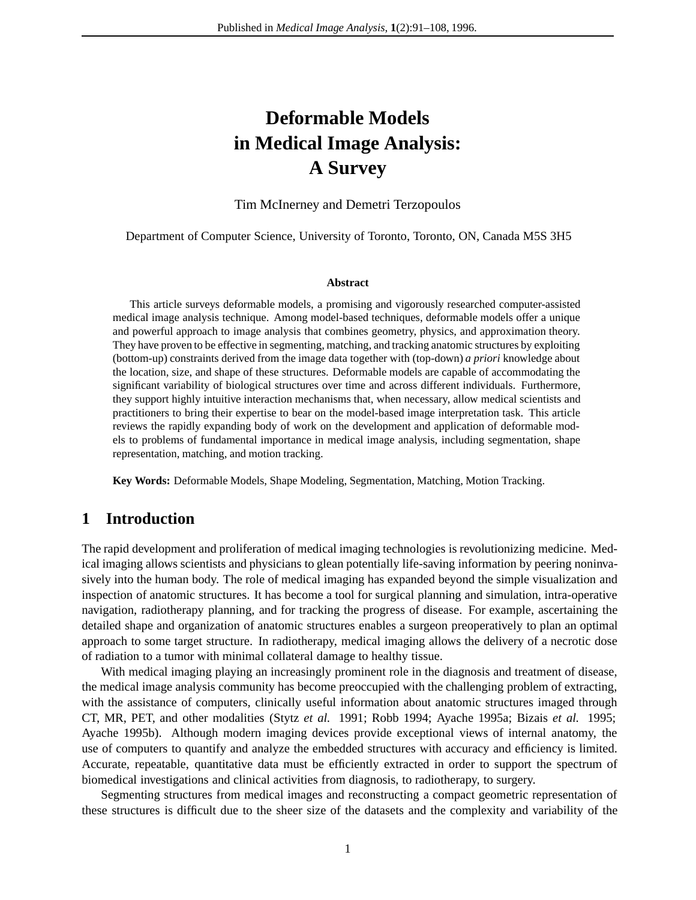# Deformable Models in Medical Image Analysis: A Survey

Tim McInerney and Demetri Terzopoulos

Department of Computer Science, University of Toronto, Toronto, ON, Canada M5S 3H5

**Abstract**

This article surveys deformable models, a promising and vigorously researched computer-assisted medical image analysis technique. Among model-based techniques, deformable models offer a unique and powerful approach to image analysis that combines geometry, physics, and approximation theory. They have proven to be effective in segmenting, matching, and tracking anatomic structures by exploiting (bottom-up) constraints derived from the image data together with (top-down) *a priori* knowledge about the location, size, and shape of these structures. Deformable models are capable of accommodating the significant variability of biological structures over time and across different individuals. Furthermore, they support highly intuitive interaction mechanisms that, when necessary, allow medical scientists and practitioners to bring their expertise to bear on the model-based image interpretation task. This article reviews the rapidly expanding body of work on the development and application of deformable models to problems of fundamental importance in medical image analysis, including segmentation, shape representation, matching, and motion tracking.

**Key Words:** Deformable Models, Shape Modeling, Segmentation, Matching, Motion Tracking.

## 1 Introduction

The rapid development and proliferation of medical imaging technologies is revolutionizing medicine. Medical imaging allows scientists and physicians to glean potentially life-saving information by peering noninvasively into the human body. The role of medical imaging has expanded beyond the simple visualization and inspection of anatomic structures. It has become a tool for surgical planning and simulation, intra-operative navigation, radiotherapy planning, and for tracking the progress of disease. For example, ascertaining the detailed shape and organization of anatomic structures enables a surgeon preoperatively to plan an optimal approach to some target structure. In radiotherapy, medical imaging allows the delivery of a necrotic dose of radiation to a tumor with minimal collateral damage to healthy tissue.

With medical imaging playing an increasingly prominent role in the diagnosis and treatment of disease, the medical image analysis community has become preoccupied with the challenging problem of extracting, with the assistance of computers, clinically useful information about anatomic structures imaged through CT, MR, PET, and other modalities (Stytz *et al.* 1991; Robb 1994; Ayache 1995a; Bizais *et al.* 1995; Ayache 1995b). Although modern imaging devices provide exceptional views of internal anatomy, the use of computers to quantify and analyze the embedded structures with accuracy and efficiency is limited. Accurate, repeatable, quantitative data must be efficiently extracted in order to support the spectrum of biomedical investigations and clinical activities from diagnosis, to radiotherapy, to surgery.

Segmenting structures from medical images and reconstructing a compact geometric representation of these structures is difficult due to the sheer size of the datasets and the complexity and variability of the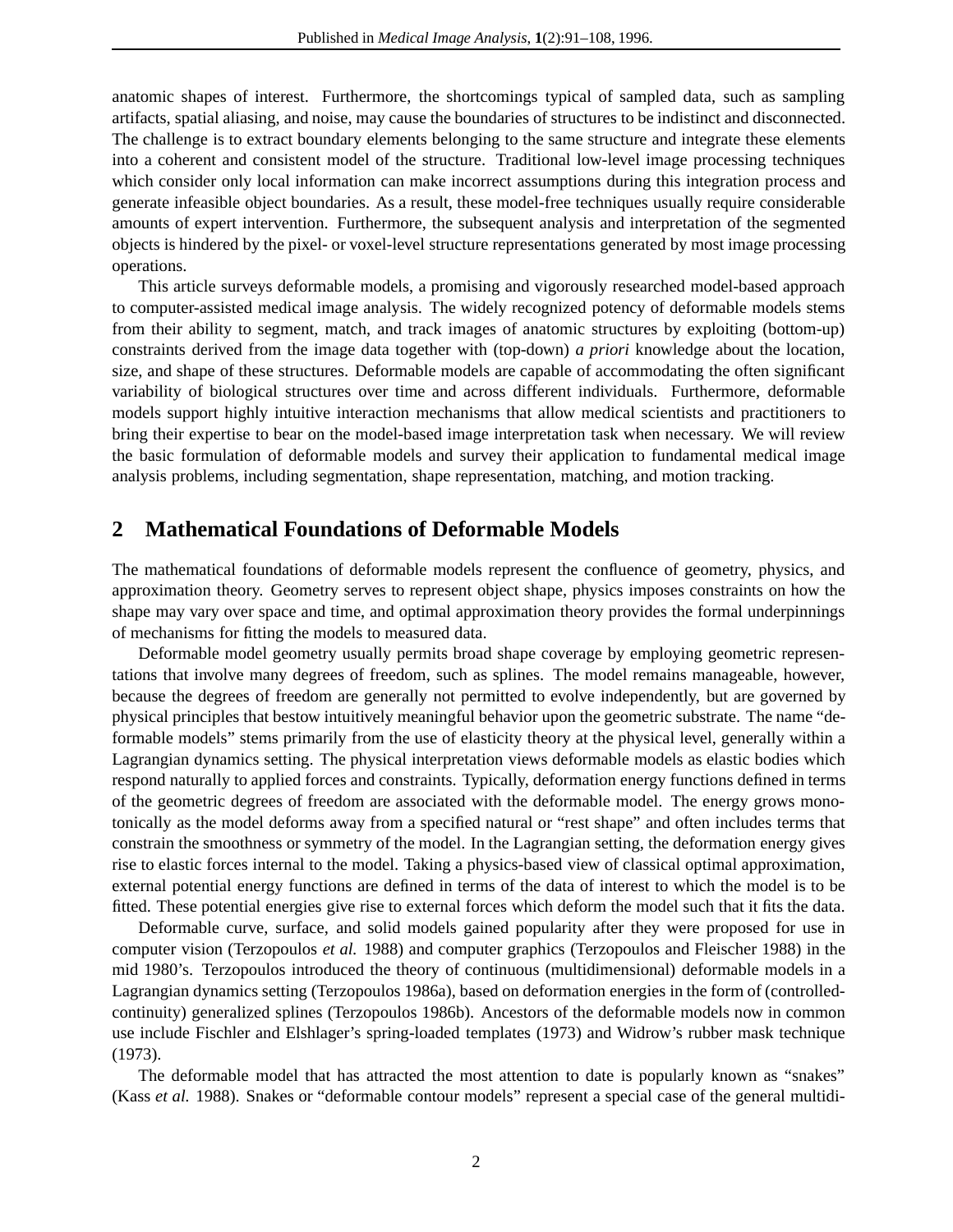anatomic shapes of interest. Furthermore, the shortcomings typical of sampled data, such as sampling artifacts, spatial aliasing, and noise, may cause the boundaries of structures to be indistinct and disconnected. The challenge is to extract boundary elements belonging to the same structure and integrate these elements into a coherent and consistent model of the structure. Traditional low-level image processing techniques which consider only local information can make incorrect assumptions during this integration process and generate infeasible object boundaries. As a result, these model-free techniques usually require considerable amounts of expert intervention. Furthermore, the subsequent analysis and interpretation of the segmented objects is hindered by the pixel- or voxel-level structure representations generated by most image processing operations.

This article surveys deformable models, a promising and vigorously researched model-based approach to computer-assisted medical image analysis. The widely recognized potency of deformable models stems from their ability to segment, match, and track images of anatomic structures by exploiting (bottom-up) constraints derived from the image data together with (top-down) *a priori* knowledge about the location, size, and shape of these structures. Deformable models are capable of accommodating the often significant variability of biological structures over time and across different individuals. Furthermore, deformable models support highly intuitive interaction mechanisms that allow medical scientists and practitioners to bring their expertise to bear on the model-based image interpretation task when necessary. We will review the basic formulation of deformable models and survey their application to fundamental medical image analysis problems, including segmentation, shape representation, matching, and motion tracking.

## 2 Mathematical Foundations of Deformable Models

The mathematical foundations of deformable models represent the confluence of geometry, physics, and approximation theory. Geometry serves to represent object shape, physics imposes constraints on how the shape may vary over space and time, and optimal approximation theory provides the formal underpinnings of mechanisms for fitting the models to measured data.

Deformable model geometry usually permits broad shape coverage by employing geometric representations that involve many degrees of freedom, such as splines. The model remains manageable, however, because the degrees of freedom are generally not permitted to evolve independently, but are governed by physical principles that bestow intuitively meaningful behavior upon the geometric substrate. The name "deformable models" stems primarily from the use of elasticity theory at the physical level, generally within a Lagrangian dynamics setting. The physical interpretation views deformable models as elastic bodies which respond naturally to applied forces and constraints. Typically, deformation energy functions defined in terms of the geometric degrees of freedom are associated with the deformable model. The energy grows monotonically as the model deforms away from a specified natural or "rest shape" and often includes terms that constrain the smoothness or symmetry of the model. In the Lagrangian setting, the deformation energy gives rise to elastic forces internal to the model. Taking a physics-based view of classical optimal approximation, external potential energy functions are defined in terms of the data of interest to which the model is to be fitted. These potential energies give rise to external forces which deform the model such that it fits the data.

Deformable curve, surface, and solid models gained popularity after they were proposed for use in computer vision (Terzopoulos *et al.* 1988) and computer graphics (Terzopoulos and Fleischer 1988) in the mid 1980's. Terzopoulos introduced the theory of continuous (multidimensional) deformable models in a Lagrangian dynamics setting (Terzopoulos 1986a), based on deformation energies in the form of (controlled-continuity) generalized splines (Terzopoulos 1986b). Ancestors of the deformable models now in common use include Fischler and Elshlager's spring-loaded templates (1973) and Widrow's rubber mask technique (1973).

The deformable model that has attracted the most attention to date is popularly known as "snakes" (Kass *et al.* 1988). Snakes or "deformable contour models" represent a special case of the general multidi-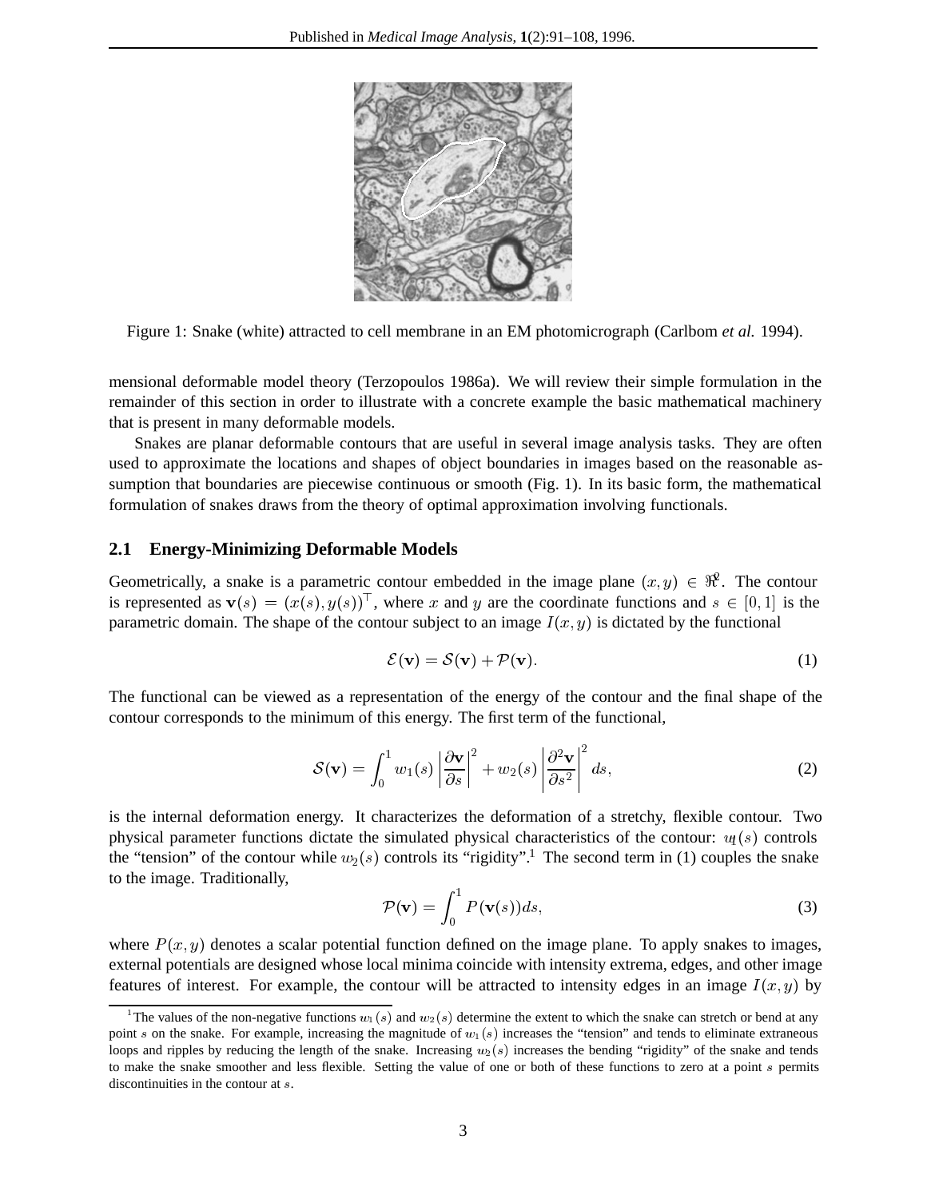Figure 1: Snake (white) attracted to cell membrane in an EM photomicrograph (Carlbom *et al.* 1994).

mensional deformable model theory (Terzopoulos 1986a). We will review their simple formulation in the remainder of this section in order to illustrate with a concrete example the basic mathematical machinery that is present in many deformable models.

Snakes are planar deformable contours that are useful in several image analysis tasks. They are often used to approximate the locations and shapes of object boundaries in images based on the reasonable assumption that boundaries are piecewise continuous or smooth (Fig. 1). In its basic form, the mathematical formulation of snakes draws from the theory of optimal approximation involving functionals.

## 2.1 Energy-Minimizing Deformable Models

Geometrically, a snake is a parametric contour embedded in the image plane $(x, y) \in \Re^2$. The contour is represented as $\mathbf{v}(s) = (x(s), y(s))^\top$, where $x$ and $y$ are the coordinate functions and $s \in [0, 1]$ is the parametric domain. The shape of the contour subject to an image $I(x, y)$ is dictated by the functional

$$\mathcal{E}(\mathbf{v}) = \mathcal{S}(\mathbf{v}) + \mathcal{P}(\mathbf{v}). \tag{1}$$

The functional can be viewed as a representation of the energy of the contour and the final shape of the contour corresponds to the minimum of this energy. The first term of the functional,

$$\mathcal{S}(\mathbf{v}) = \int_0^1 w_1(s) \left| \frac{\partial \mathbf{v}}{\partial s} \right|^2 + w_2(s) \left| \frac{\partial^2 \mathbf{v}}{\partial s^2} \right|^2 ds, \tag{2}$$

is the internal deformation energy. It characterizes the deformation of a stretchy, flexible contour. Two physical parameter functions dictate the simulated physical characteristics of the contour: $w_1(s)$ controls the "tension" of the contour while $w_2(s)$ controls its "rigidity".[1] The second term in (1) couples the snake to the image. Traditionally,

$$\mathcal{P}(\mathbf{v}) = \int_0^1 P(\mathbf{v}(s)) ds, \tag{3}$$

where $P(x, y)$ denotes a scalar potential function defined on the image plane. To apply snakes to images, external potentials are designed whose local minima coincide with intensity extrema, edges, and other image features of interest. For example, the contour will be attracted to intensity edges in an image $I(x, y)$ by

---

[1] The values of the non-negative functions $w_1(s)$ and $w_2(s)$ determine the extent to which the snake can stretch or bend at any point $s$ on the snake. For example, increasing the magnitude of $w_1(s)$ increases the "tension" and tends to eliminate extraneous loops and ripples by reducing the length of the snake. Increasing $w_2(s)$ increases the bending "rigidity" of the snake and tends to make the snake smoother and less flexible. Setting the value of one or both of these functions to zero at a point $s$ permits discontinuities in the contour at $s$.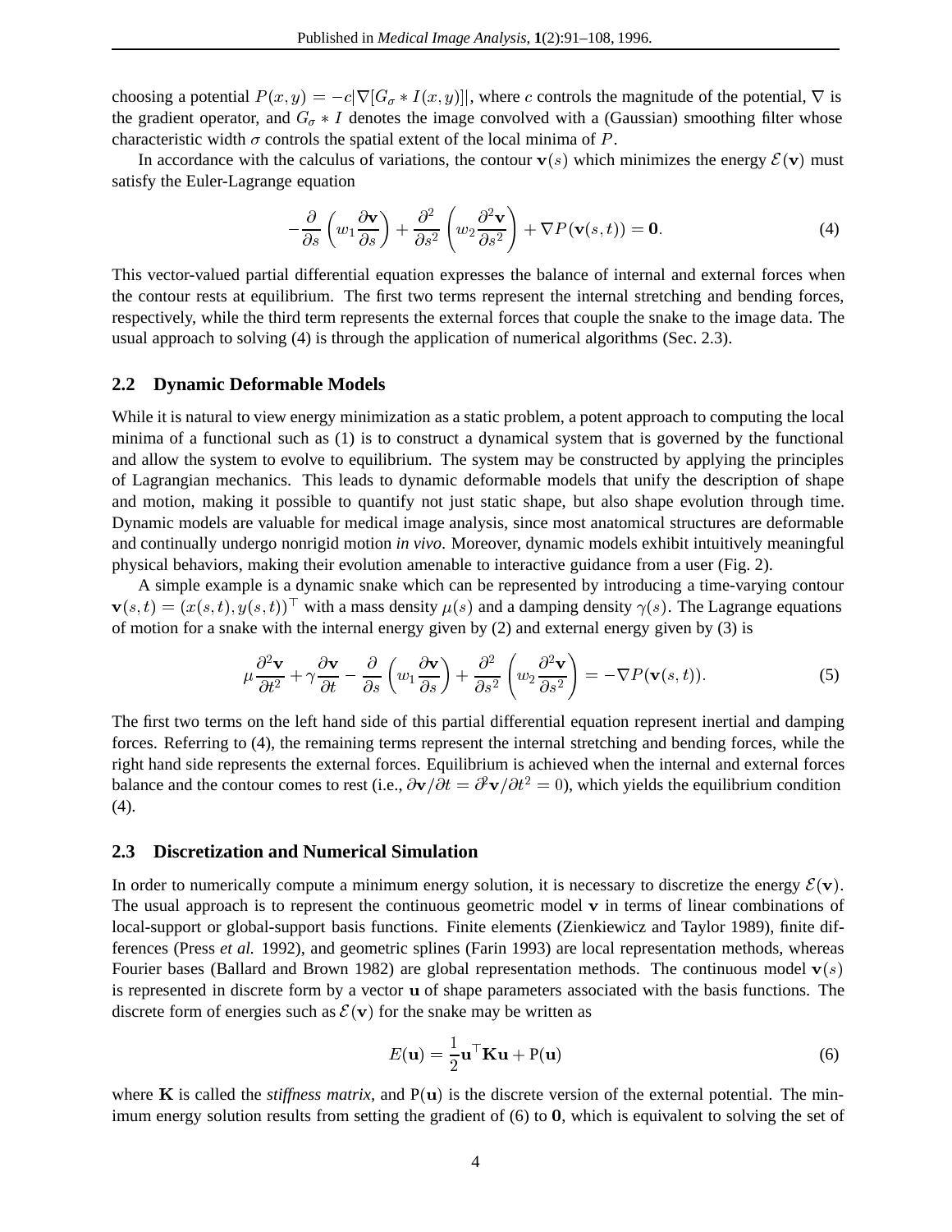choosing a potential $P(x, y) = -c|\nabla[G_\sigma * I(x, y)]|$, where $c$ controls the magnitude of the potential, $\nabla$ is the gradient operator, and $G_\sigma * I$ denotes the image convolved with a (Gaussian) smoothing filter whose characteristic width $\sigma$ controls the spatial extent of the local minima of $P$.

In accordance with the calculus of variations, the contour $\mathbf{v}(s)$ which minimizes the energy $\mathcal{E}(\mathbf{v})$ must satisfy the Euler-Lagrange equation

$$-\frac{\partial}{\partial s}\left(w_1 \frac{\partial \mathbf{v}}{\partial s}\right) + \frac{\partial^2}{\partial s^2}\left(w_2 \frac{\partial^2 \mathbf{v}}{\partial s^2}\right) + \nabla P(\mathbf{v}(s,t)) = \mathbf{0}. \tag{4}$$

This vector-valued partial differential equation expresses the balance of internal and external forces when the contour rests at equilibrium. The first two terms represent the internal stretching and bending forces, respectively, while the third term represents the external forces that couple the snake to the image data. The usual approach to solving (4) is through the application of numerical algorithms (Sec. 2.3).

## 2.2 Dynamic Deformable Models

While it is natural to view energy minimization as a static problem, a potent approach to computing the local minima of a functional such as (1) is to construct a dynamical system that is governed by the functional and allow the system to evolve to equilibrium. The system may be constructed by applying the principles of Lagrangian mechanics. This leads to dynamic deformable models that unify the description of shape and motion, making it possible to quantify not just static shape, but also shape evolution through time. Dynamic models are valuable for medical image analysis, since most anatomical structures are deformable and continually undergo nonrigid motion *in vivo*. Moreover, dynamic models exhibit intuitively meaningful physical behaviors, making their evolution amenable to interactive guidance from a user (Fig. 2).

A simple example is a dynamic snake which can be represented by introducing a time-varying contour $\mathbf{v}(s,t) = (x(s,t), y(s,t))^\top$ with a mass density $\mu(s)$ and a damping density $\gamma(s)$. The Lagrange equations of motion for a snake with the internal energy given by (2) and external energy given by (3) is

$$\mu \frac{\partial^2 \mathbf{v}}{\partial t^2} + \gamma \frac{\partial \mathbf{v}}{\partial t} - \frac{\partial}{\partial s}\left(w_1 \frac{\partial \mathbf{v}}{\partial s}\right) + \frac{\partial^2}{\partial s^2}\left(w_2 \frac{\partial^2 \mathbf{v}}{\partial s^2}\right) = -\nabla P(\mathbf{v}(s,t)). \tag{5}$$

The first two terms on the left hand side of this partial differential equation represent inertial and damping forces. Referring to (4), the remaining terms represent the internal stretching and bending forces, while the right hand side represents the external forces. Equilibrium is achieved when the internal and external forces balance and the contour comes to rest (i.e., $\partial \mathbf{v}/\partial t = \partial^2 \mathbf{v}/\partial t^2 = 0$), which yields the equilibrium condition (4).

## 2.3 Discretization and Numerical Simulation

In order to numerically compute a minimum energy solution, it is necessary to discretize the energy $\mathcal{E}(\mathbf{v})$. The usual approach is to represent the continuous geometric model $\mathbf{v}$ in terms of linear combinations of local-support or global-support basis functions. Finite elements (Zienkiewicz and Taylor 1989), finite differences (Press *et al.* 1992), and geometric splines (Farin 1993) are local representation methods, whereas Fourier bases (Ballard and Brown 1982) are global representation methods. The continuous model $\mathbf{v}(s)$ is represented in discrete form by a vector $\mathbf{u}$ of shape parameters associated with the basis functions. The discrete form of energies such as $\mathcal{E}(\mathbf{v})$ for the snake may be written as

$$E(\mathbf{u}) = \frac{1}{2}\mathbf{u}^\top \mathbf{K}\mathbf{u} + \mathrm{P}(\mathbf{u}) \tag{6}$$

where $\mathbf{K}$ is called the *stiffness matrix*, and $\mathrm{P}(\mathbf{u})$ is the discrete version of the external potential. The minimum energy solution results from setting the gradient of (6) to $\mathbf{0}$, which is equivalent to solving the set of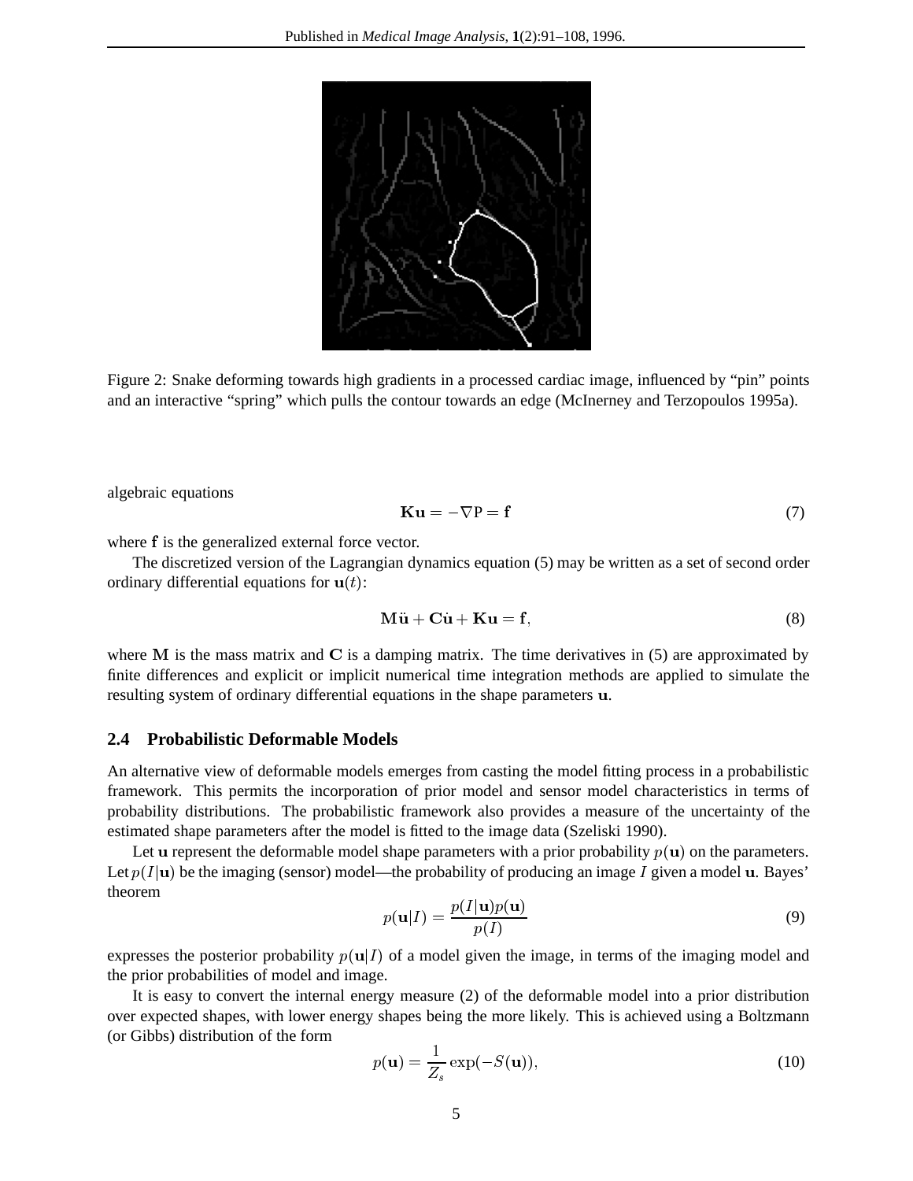Figure 2: Snake deforming towards high gradients in a processed cardiac image, influenced by "pin" points and an interactive "spring" which pulls the contour towards an edge (McInerney and Terzopoulos 1995a).

algebraic equations

$$\mathbf{K}\mathbf{u} = -\nabla \mathrm{P} = \mathbf{f} \tag{7}$$

where $\mathbf{f}$ is the generalized external force vector.

The discretized version of the Lagrangian dynamics equation (5) may be written as a set of second order ordinary differential equations for $\mathbf{u}(t)$:

$$\mathbf{M}\ddot{\mathbf{u}} + \mathbf{C}\dot{\mathbf{u}} + \mathbf{K}\mathbf{u} = \mathbf{f}, \tag{8}$$

where $\mathbf{M}$ is the mass matrix and $\mathbf{C}$ is a damping matrix. The time derivatives in (5) are approximated by finite differences and explicit or implicit numerical time integration methods are applied to simulate the resulting system of ordinary differential equations in the shape parameters $\mathbf{u}$.

### 2.4 Probabilistic Deformable Models

An alternative view of deformable models emerges from casting the model fitting process in a probabilistic framework. This permits the incorporation of prior model and sensor model characteristics in terms of probability distributions. The probabilistic framework also provides a measure of the uncertainty of the estimated shape parameters after the model is fitted to the image data (Szeliski 1990).

Let $\mathbf{u}$ represent the deformable model shape parameters with a prior probability $p(\mathbf{u})$ on the parameters. Let $p(I|\mathbf{u})$ be the imaging (sensor) model—the probability of producing an image $I$ given a model $\mathbf{u}$. Bayes' theorem

$$p(\mathbf{u}|I) = \frac{p(I|\mathbf{u})p(\mathbf{u})}{p(I)} \tag{9}$$

expresses the posterior probability $p(\mathbf{u}|I)$ of a model given the image, in terms of the imaging model and the prior probabilities of model and image.

It is easy to convert the internal energy measure (2) of the deformable model into a prior distribution over expected shapes, with lower energy shapes being the more likely. This is achieved using a Boltzmann (or Gibbs) distribution of the form

$$p(\mathbf{u}) = \frac{1}{Z_s} \exp(-S(\mathbf{u})), \tag{10}$$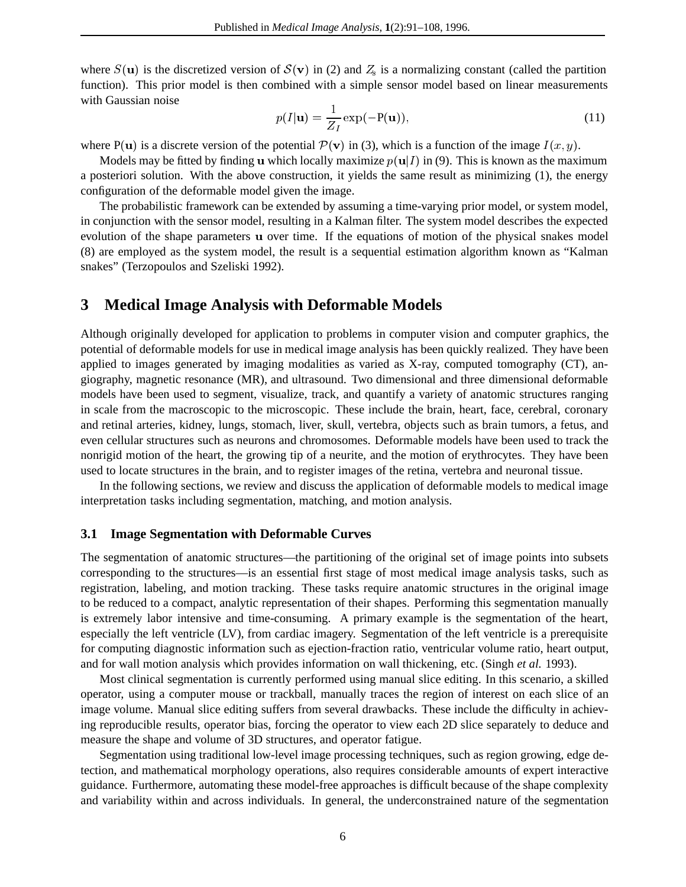where $S(\mathbf{u})$ is the discretized version of $\mathcal{S}(\mathbf{v})$ in (2) and $Z_s$ is a normalizing constant (called the partition function). This prior model is then combined with a simple sensor model based on linear measurements with Gaussian noise

$$p(I|\mathbf{u}) = \frac{1}{Z_I}\exp(-\mathrm{P}(\mathbf{u})), \tag{11}$$

where $\mathrm{P}(\mathbf{u})$ is a discrete version of the potential $\mathcal{P}(\mathbf{v})$ in (3), which is a function of the image $I(x, y)$.

Models may be fitted by finding $\mathbf{u}$ which locally maximize $p(\mathbf{u}|I)$ in (9). This is known as the maximum a posteriori solution. With the above construction, it yields the same result as minimizing (1), the energy configuration of the deformable model given the image.

The probabilistic framework can be extended by assuming a time-varying prior model, or system model, in conjunction with the sensor model, resulting in a Kalman filter. The system model describes the expected evolution of the shape parameters $\mathbf{u}$ over time. If the equations of motion of the physical snakes model (8) are employed as the system model, the result is a sequential estimation algorithm known as "Kalman snakes" (Terzopoulos and Szeliski 1992).

# 3 Medical Image Analysis with Deformable Models

Although originally developed for application to problems in computer vision and computer graphics, the potential of deformable models for use in medical image analysis has been quickly realized. They have been applied to images generated by imaging modalities as varied as X-ray, computed tomography (CT), angiography, magnetic resonance (MR), and ultrasound. Two dimensional and three dimensional deformable models have been used to segment, visualize, track, and quantify a variety of anatomic structures ranging in scale from the macroscopic to the microscopic. These include the brain, heart, face, cerebral, coronary and retinal arteries, kidney, lungs, stomach, liver, skull, vertebra, objects such as brain tumors, a fetus, and even cellular structures such as neurons and chromosomes. Deformable models have been used to track the nonrigid motion of the heart, the growing tip of a neurite, and the motion of erythrocytes. They have been used to locate structures in the brain, and to register images of the retina, vertebra and neuronal tissue.

In the following sections, we review and discuss the application of deformable models to medical image interpretation tasks including segmentation, matching, and motion analysis.

## 3.1 Image Segmentation with Deformable Curves

The segmentation of anatomic structures—the partitioning of the original set of image points into subsets corresponding to the structures—is an essential first stage of most medical image analysis tasks, such as registration, labeling, and motion tracking. These tasks require anatomic structures in the original image to be reduced to a compact, analytic representation of their shapes. Performing this segmentation manually is extremely labor intensive and time-consuming. A primary example is the segmentation of the heart, especially the left ventricle (LV), from cardiac imagery. Segmentation of the left ventricle is a prerequisite for computing diagnostic information such as ejection-fraction ratio, ventricular volume ratio, heart output, and for wall motion analysis which provides information on wall thickening, etc. (Singh *et al.* 1993).

Most clinical segmentation is currently performed using manual slice editing. In this scenario, a skilled operator, using a computer mouse or trackball, manually traces the region of interest on each slice of an image volume. Manual slice editing suffers from several drawbacks. These include the difficulty in achieving reproducible results, operator bias, forcing the operator to view each 2D slice separately to deduce and measure the shape and volume of 3D structures, and operator fatigue.

Segmentation using traditional low-level image processing techniques, such as region growing, edge detection, and mathematical morphology operations, also requires considerable amounts of expert interactive guidance. Furthermore, automating these model-free approaches is difficult because of the shape complexity and variability within and across individuals. In general, the underconstrained nature of the segmentation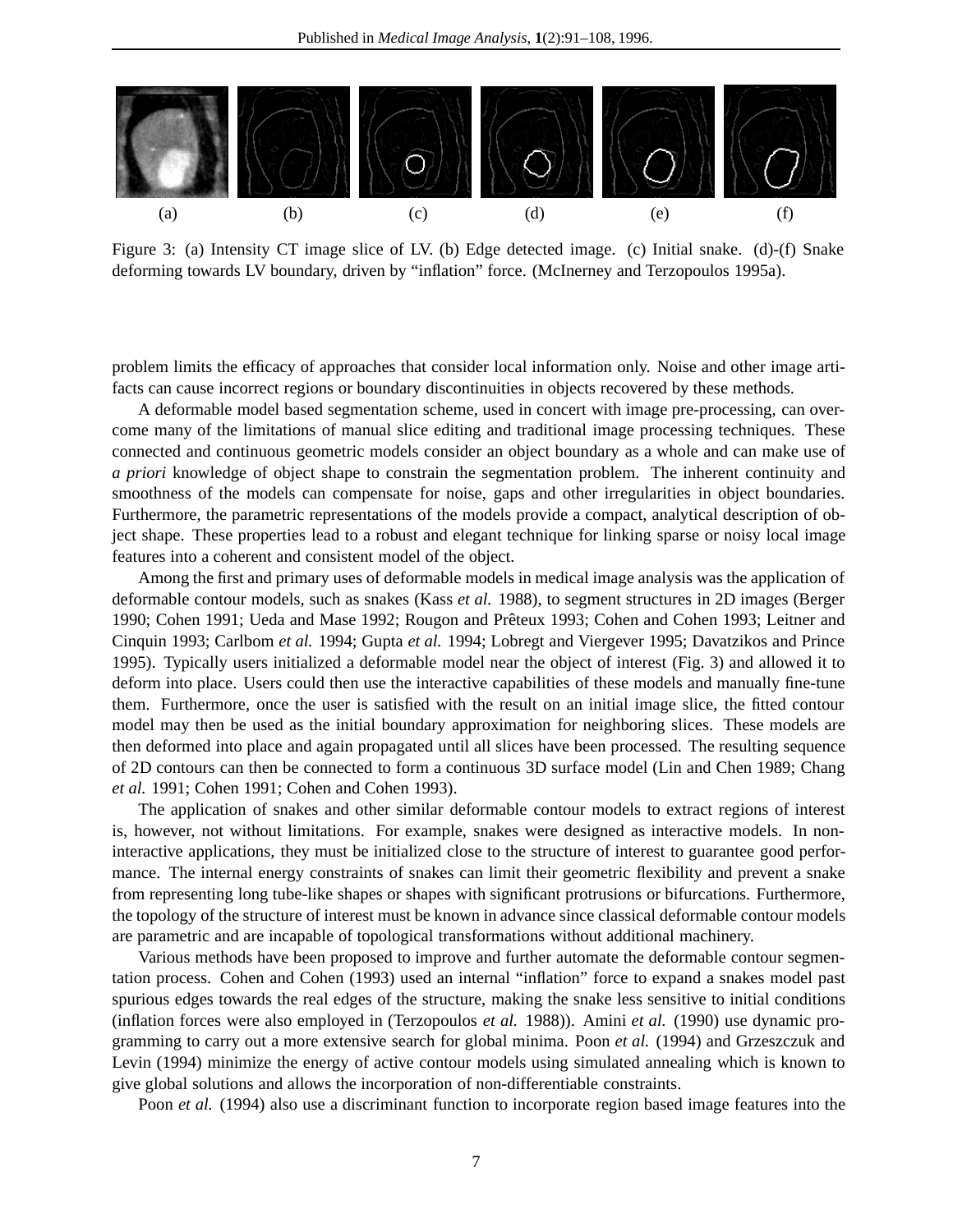(a) (b) (c) (d) (e) (f)

Figure 3: (a) Intensity CT image slice of LV. (b) Edge detected image. (c) Initial snake. (d)-(f) Snake deforming towards LV boundary, driven by "inflation" force. (McInerney and Terzopoulos 1995a).

problem limits the efficacy of approaches that consider local information only. Noise and other image artifacts can cause incorrect regions or boundary discontinuities in objects recovered by these methods.

A deformable model based segmentation scheme, used in concert with image pre-processing, can overcome many of the limitations of manual slice editing and traditional image processing techniques. These connected and continuous geometric models consider an object boundary as a whole and can make use of *a priori* knowledge of object shape to constrain the segmentation problem. The inherent continuity and smoothness of the models can compensate for noise, gaps and other irregularities in object boundaries. Furthermore, the parametric representations of the models provide a compact, analytical description of object shape. These properties lead to a robust and elegant technique for linking sparse or noisy local image features into a coherent and consistent model of the object.

Among the first and primary uses of deformable models in medical image analysis was the application of deformable contour models, such as snakes (Kass *et al.* 1988), to segment structures in 2D images (Berger 1990; Cohen 1991; Ueda and Mase 1992; Rougon and Prêteux 1993; Cohen and Cohen 1993; Leitner and Cinquin 1993; Carlbom *et al.* 1994; Gupta *et al.* 1994; Lobregt and Viergever 1995; Davatzikos and Prince 1995). Typically users initialized a deformable model near the object of interest (Fig. 3) and allowed it to deform into place. Users could then use the interactive capabilities of these models and manually fine-tune them. Furthermore, once the user is satisfied with the result on an initial image slice, the fitted contour model may then be used as the initial boundary approximation for neighboring slices. These models are then deformed into place and again propagated until all slices have been processed. The resulting sequence of 2D contours can then be connected to form a continuous 3D surface model (Lin and Chen 1989; Chang *et al.* 1991; Cohen 1991; Cohen and Cohen 1993).

The application of snakes and other similar deformable contour models to extract regions of interest is, however, not without limitations. For example, snakes were designed as interactive models. In non-interactive applications, they must be initialized close to the structure of interest to guarantee good performance. The internal energy constraints of snakes can limit their geometric flexibility and prevent a snake from representing long tube-like shapes or shapes with significant protrusions or bifurcations. Furthermore, the topology of the structure of interest must be known in advance since classical deformable contour models are parametric and are incapable of topological transformations without additional machinery.

Various methods have been proposed to improve and further automate the deformable contour segmentation process. Cohen and Cohen (1993) used an internal "inflation" force to expand a snakes model past spurious edges towards the real edges of the structure, making the snake less sensitive to initial conditions (inflation forces were also employed in (Terzopoulos *et al.* 1988)). Amini *et al.* (1990) use dynamic programming to carry out a more extensive search for global minima. Poon *et al.* (1994) and Grzeszczuk and Levin (1994) minimize the energy of active contour models using simulated annealing which is known to give global solutions and allows the incorporation of non-differentiable constraints.

Poon *et al.* (1994) also use a discriminant function to incorporate region based image features into the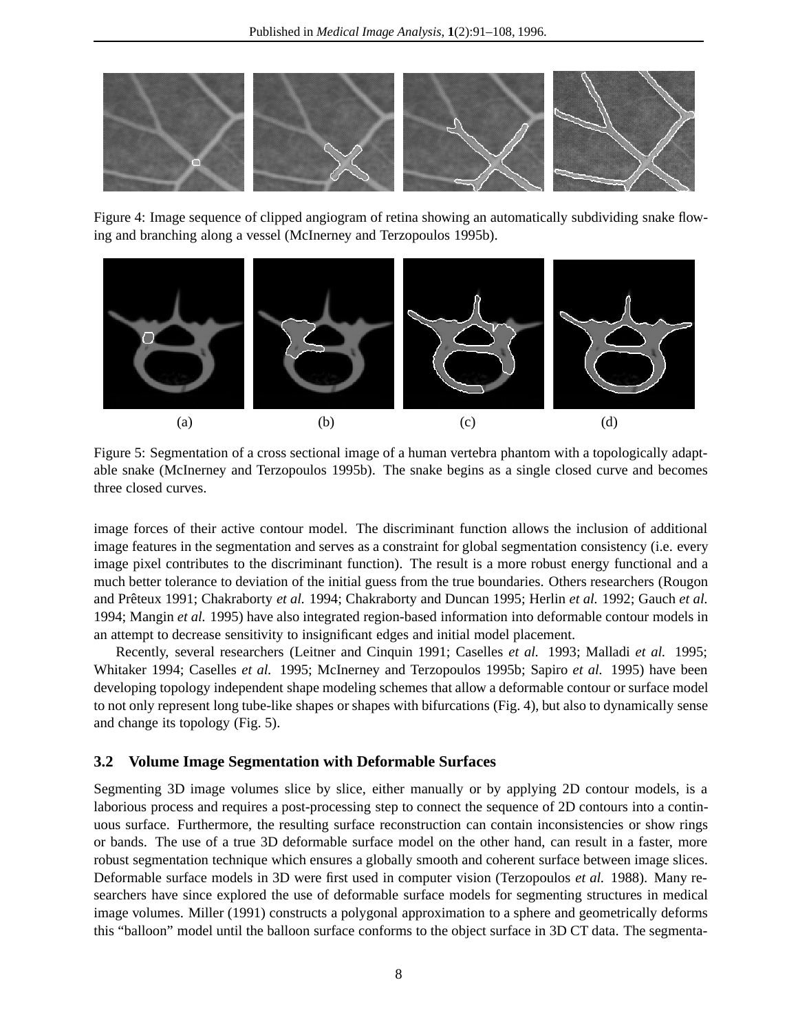Figure 4: Image sequence of clipped angiogram of retina showing an automatically subdividing snake flowing and branching along a vessel (McInerney and Terzopoulos 1995b).

(a) (b) (c) (d)

Figure 5: Segmentation of a cross sectional image of a human vertebra phantom with a topologically adaptable snake (McInerney and Terzopoulos 1995b). The snake begins as a single closed curve and becomes three closed curves.

image forces of their active contour model. The discriminant function allows the inclusion of additional image features in the segmentation and serves as a constraint for global segmentation consistency (i.e. every image pixel contributes to the discriminant function). The result is a more robust energy functional and a much better tolerance to deviation of the initial guess from the true boundaries. Others researchers (Rougon and Prêteux 1991; Chakraborty *et al.* 1994; Chakraborty and Duncan 1995; Herlin *et al.* 1992; Gauch *et al.* 1994; Mangin *et al.* 1995) have also integrated region-based information into deformable contour models in an attempt to decrease sensitivity to insignificant edges and initial model placement.

Recently, several researchers (Leitner and Cinquin 1991; Caselles *et al.* 1993; Malladi *et al.* 1995; Whitaker 1994; Caselles *et al.* 1995; McInerney and Terzopoulos 1995b; Sapiro *et al.* 1995) have been developing topology independent shape modeling schemes that allow a deformable contour or surface model to not only represent long tube-like shapes or shapes with bifurcations (Fig. 4), but also to dynamically sense and change its topology (Fig. 5).

### 3.2 Volume Image Segmentation with Deformable Surfaces

Segmenting 3D image volumes slice by slice, either manually or by applying 2D contour models, is a laborious process and requires a post-processing step to connect the sequence of 2D contours into a continuous surface. Furthermore, the resulting surface reconstruction can contain inconsistencies or show rings or bands. The use of a true 3D deformable surface model on the other hand, can result in a faster, more robust segmentation technique which ensures a globally smooth and coherent surface between image slices. Deformable surface models in 3D were first used in computer vision (Terzopoulos *et al.* 1988). Many researchers have since explored the use of deformable surface models for segmenting structures in medical image volumes. Miller (1991) constructs a polygonal approximation to a sphere and geometrically deforms this "balloon" model until the balloon surface conforms to the object surface in 3D CT data. The segmenta-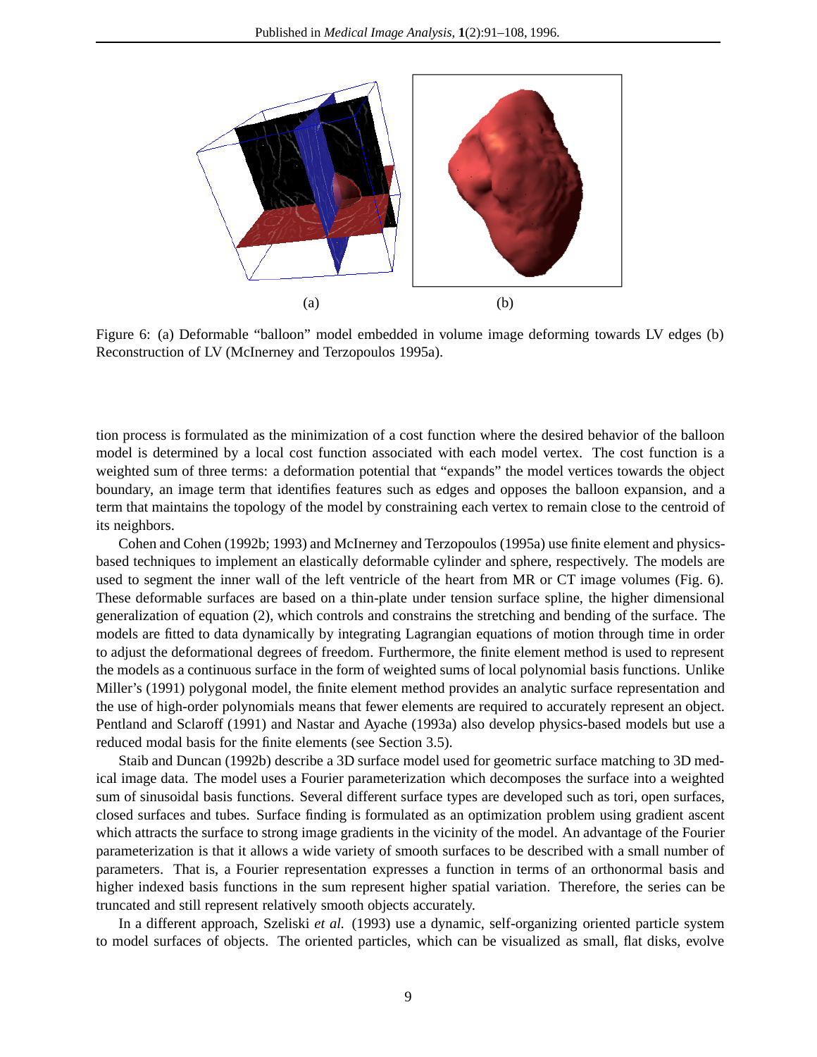(a) (b)

Figure 6: (a) Deformable "balloon" model embedded in volume image deforming towards LV edges (b) Reconstruction of LV (McInerney and Terzopoulos 1995a).

tion process is formulated as the minimization of a cost function where the desired behavior of the balloon model is determined by a local cost function associated with each model vertex. The cost function is a weighted sum of three terms: a deformation potential that "expands" the model vertices towards the object boundary, an image term that identifies features such as edges and opposes the balloon expansion, and a term that maintains the topology of the model by constraining each vertex to remain close to the centroid of its neighbors.

Cohen and Cohen (1992b; 1993) and McInerney and Terzopoulos (1995a) use finite element and physics-based techniques to implement an elastically deformable cylinder and sphere, respectively. The models are used to segment the inner wall of the left ventricle of the heart from MR or CT image volumes (Fig. 6). These deformable surfaces are based on a thin-plate under tension surface spline, the higher dimensional generalization of equation (2), which controls and constrains the stretching and bending of the surface. The models are fitted to data dynamically by integrating Lagrangian equations of motion through time in order to adjust the deformational degrees of freedom. Furthermore, the finite element method is used to represent the models as a continuous surface in the form of weighted sums of local polynomial basis functions. Unlike Miller's (1991) polygonal model, the finite element method provides an analytic surface representation and the use of high-order polynomials means that fewer elements are required to accurately represent an object. Pentland and Sclaroff (1991) and Nastar and Ayache (1993a) also develop physics-based models but use a reduced modal basis for the finite elements (see Section 3.5).

Staib and Duncan (1992b) describe a 3D surface model used for geometric surface matching to 3D medical image data. The model uses a Fourier parameterization which decomposes the surface into a weighted sum of sinusoidal basis functions. Several different surface types are developed such as tori, open surfaces, closed surfaces and tubes. Surface finding is formulated as an optimization problem using gradient ascent which attracts the surface to strong image gradients in the vicinity of the model. An advantage of the Fourier parameterization is that it allows a wide variety of smooth surfaces to be described with a small number of parameters. That is, a Fourier representation expresses a function in terms of an orthonormal basis and higher indexed basis functions in the sum represent higher spatial variation. Therefore, the series can be truncated and still represent relatively smooth objects accurately.

In a different approach, Szeliski *et al.* (1993) use a dynamic, self-organizing oriented particle system to model surfaces of objects. The oriented particles, which can be visualized as small, flat disks, evolve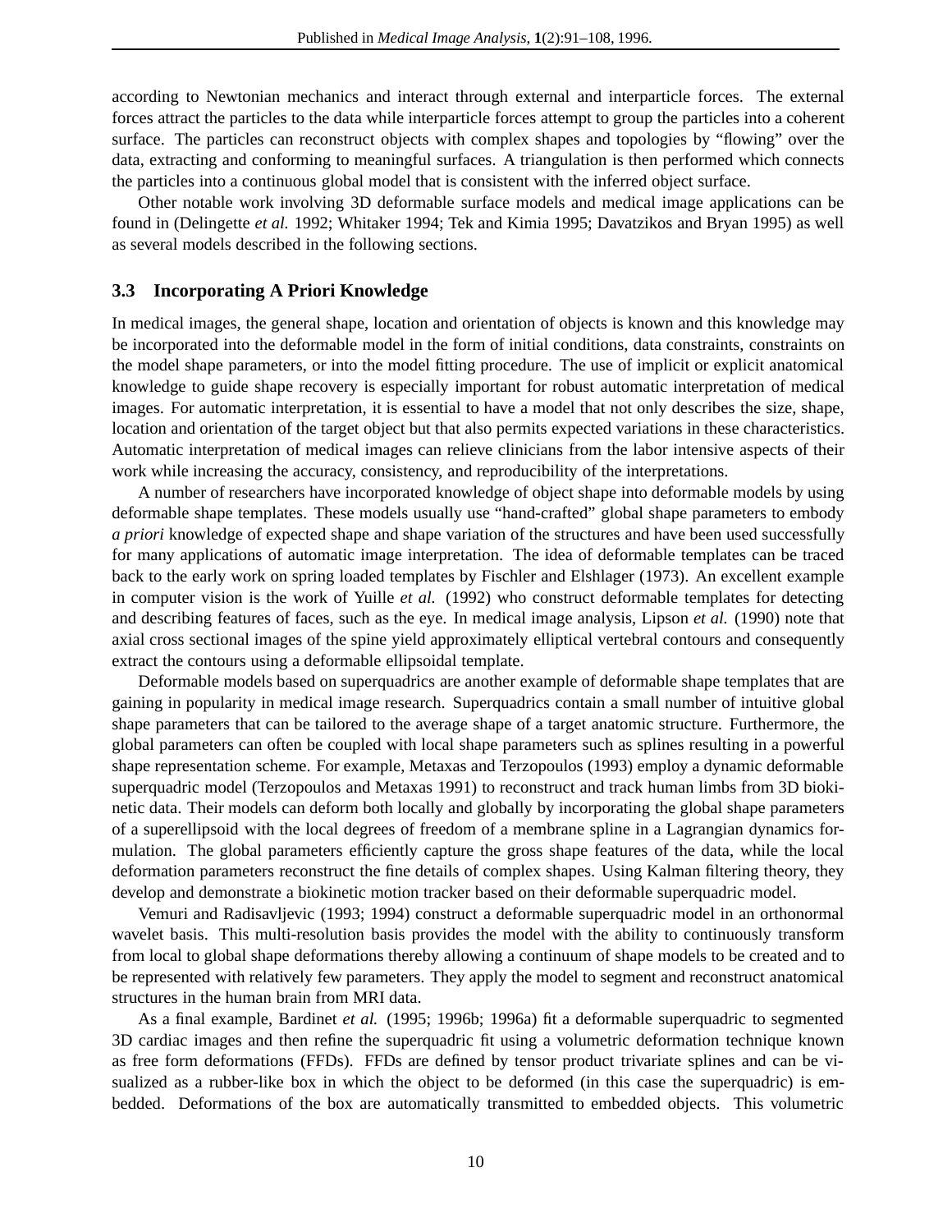according to Newtonian mechanics and interact through external and interparticle forces. The external forces attract the particles to the data while interparticle forces attempt to group the particles into a coherent surface. The particles can reconstruct objects with complex shapes and topologies by "flowing" over the data, extracting and conforming to meaningful surfaces. A triangulation is then performed which connects the particles into a continuous global model that is consistent with the inferred object surface.

Other notable work involving 3D deformable surface models and medical image applications can be found in (Delingette *et al.* 1992; Whitaker 1994; Tek and Kimia 1995; Davatzikos and Bryan 1995) as well as several models described in the following sections.

### 3.3 Incorporating A Priori Knowledge

In medical images, the general shape, location and orientation of objects is known and this knowledge may be incorporated into the deformable model in the form of initial conditions, data constraints, constraints on the model shape parameters, or into the model fitting procedure. The use of implicit or explicit anatomical knowledge to guide shape recovery is especially important for robust automatic interpretation of medical images. For automatic interpretation, it is essential to have a model that not only describes the size, shape, location and orientation of the target object but that also permits expected variations in these characteristics. Automatic interpretation of medical images can relieve clinicians from the labor intensive aspects of their work while increasing the accuracy, consistency, and reproducibility of the interpretations.

A number of researchers have incorporated knowledge of object shape into deformable models by using deformable shape templates. These models usually use "hand-crafted" global shape parameters to embody *a priori* knowledge of expected shape and shape variation of the structures and have been used successfully for many applications of automatic image interpretation. The idea of deformable templates can be traced back to the early work on spring loaded templates by Fischler and Elshlager (1973). An excellent example in computer vision is the work of Yuille *et al.* (1992) who construct deformable templates for detecting and describing features of faces, such as the eye. In medical image analysis, Lipson *et al.* (1990) note that axial cross sectional images of the spine yield approximately elliptical vertebral contours and consequently extract the contours using a deformable ellipsoidal template.

Deformable models based on superquadrics are another example of deformable shape templates that are gaining in popularity in medical image research. Superquadrics contain a small number of intuitive global shape parameters that can be tailored to the average shape of a target anatomic structure. Furthermore, the global parameters can often be coupled with local shape parameters such as splines resulting in a powerful shape representation scheme. For example, Metaxas and Terzopoulos (1993) employ a dynamic deformable superquadric model (Terzopoulos and Metaxas 1991) to reconstruct and track human limbs from 3D biokinetic data. Their models can deform both locally and globally by incorporating the global shape parameters of a superellipsoid with the local degrees of freedom of a membrane spline in a Lagrangian dynamics formulation. The global parameters efficiently capture the gross shape features of the data, while the local deformation parameters reconstruct the fine details of complex shapes. Using Kalman filtering theory, they develop and demonstrate a biokinetic motion tracker based on their deformable superquadric model.

Vemuri and Radisavljevic (1993; 1994) construct a deformable superquadric model in an orthonormal wavelet basis. This multi-resolution basis provides the model with the ability to continuously transform from local to global shape deformations thereby allowing a continuum of shape models to be created and to be represented with relatively few parameters. They apply the model to segment and reconstruct anatomical structures in the human brain from MRI data.

As a final example, Bardinet *et al.* (1995; 1996b; 1996a) fit a deformable superquadric to segmented 3D cardiac images and then refine the superquadric fit using a volumetric deformation technique known as free form deformations (FFDs). FFDs are defined by tensor product trivariate splines and can be visualized as a rubber-like box in which the object to be deformed (in this case the superquadric) is embedded. Deformations of the box are automatically transmitted to embedded objects. This volumetric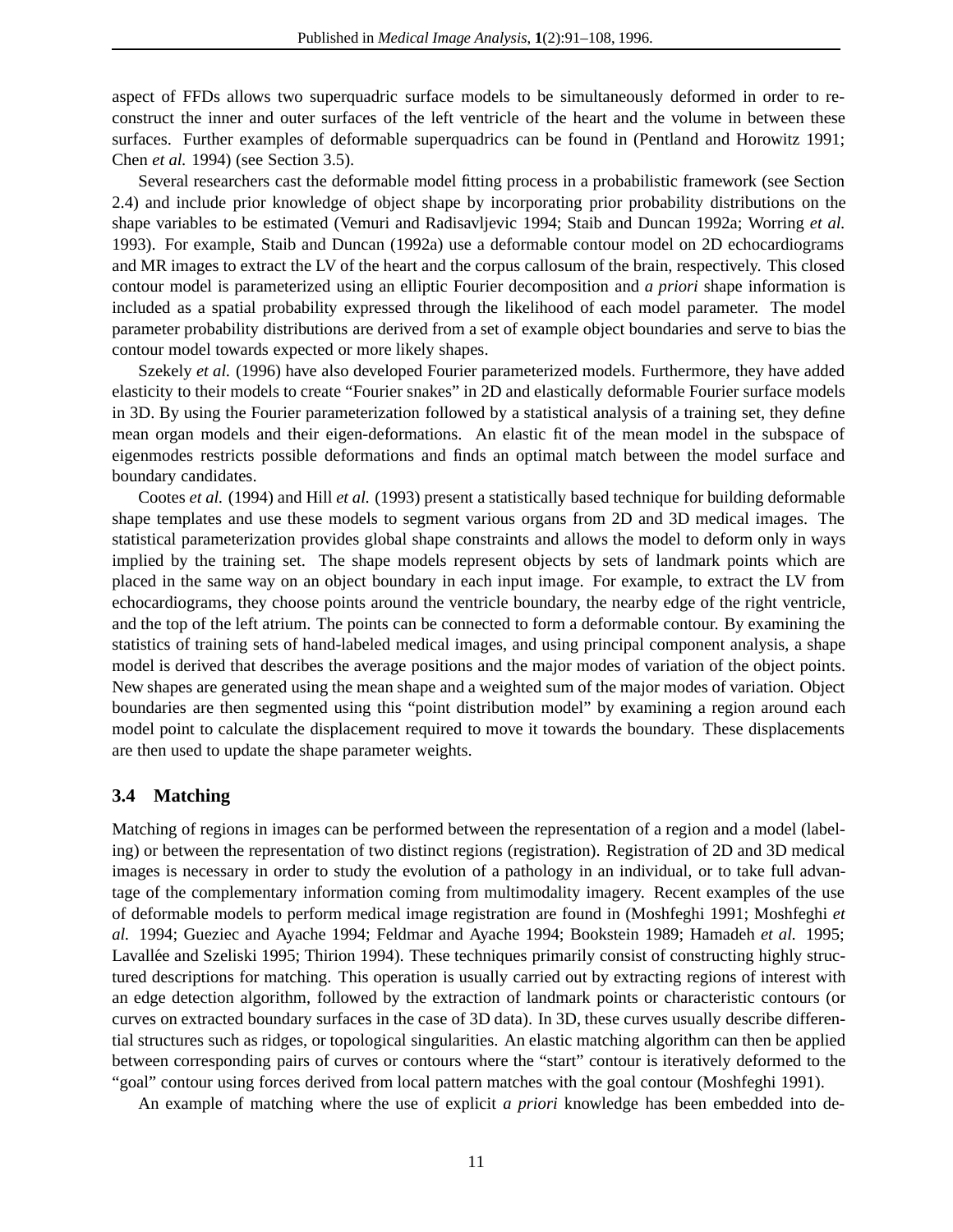aspect of FFDs allows two superquadric surface models to be simultaneously deformed in order to reconstruct the inner and outer surfaces of the left ventricle of the heart and the volume in between these surfaces. Further examples of deformable superquadrics can be found in (Pentland and Horowitz 1991; Chen *et al.* 1994) (see Section 3.5).

Several researchers cast the deformable model fitting process in a probabilistic framework (see Section 2.4) and include prior knowledge of object shape by incorporating prior probability distributions on the shape variables to be estimated (Vemuri and Radisavljevic 1994; Staib and Duncan 1992a; Worring *et al.* 1993). For example, Staib and Duncan (1992a) use a deformable contour model on 2D echocardiograms and MR images to extract the LV of the heart and the corpus callosum of the brain, respectively. This closed contour model is parameterized using an elliptic Fourier decomposition and *a priori* shape information is included as a spatial probability expressed through the likelihood of each model parameter. The model parameter probability distributions are derived from a set of example object boundaries and serve to bias the contour model towards expected or more likely shapes.

Szekely *et al.* (1996) have also developed Fourier parameterized models. Furthermore, they have added elasticity to their models to create "Fourier snakes" in 2D and elastically deformable Fourier surface models in 3D. By using the Fourier parameterization followed by a statistical analysis of a training set, they define mean organ models and their eigen-deformations. An elastic fit of the mean model in the subspace of eigenmodes restricts possible deformations and finds an optimal match between the model surface and boundary candidates.

Cootes *et al.* (1994) and Hill *et al.* (1993) present a statistically based technique for building deformable shape templates and use these models to segment various organs from 2D and 3D medical images. The statistical parameterization provides global shape constraints and allows the model to deform only in ways implied by the training set. The shape models represent objects by sets of landmark points which are placed in the same way on an object boundary in each input image. For example, to extract the LV from echocardiograms, they choose points around the ventricle boundary, the nearby edge of the right ventricle, and the top of the left atrium. The points can be connected to form a deformable contour. By examining the statistics of training sets of hand-labeled medical images, and using principal component analysis, a shape model is derived that describes the average positions and the major modes of variation of the object points. New shapes are generated using the mean shape and a weighted sum of the major modes of variation. Object boundaries are then segmented using this "point distribution model" by examining a region around each model point to calculate the displacement required to move it towards the boundary. These displacements are then used to update the shape parameter weights.

### 3.4 Matching

Matching of regions in images can be performed between the representation of a region and a model (labeling) or between the representation of two distinct regions (registration). Registration of 2D and 3D medical images is necessary in order to study the evolution of a pathology in an individual, or to take full advantage of the complementary information coming from multimodality imagery. Recent examples of the use of deformable models to perform medical image registration are found in (Moshfeghi 1991; Moshfeghi *et al.* 1994; Gueziec and Ayache 1994; Feldmar and Ayache 1994; Bookstein 1989; Hamadeh *et al.* 1995; Lavallée and Szeliski 1995; Thirion 1994). These techniques primarily consist of constructing highly structured descriptions for matching. This operation is usually carried out by extracting regions of interest with an edge detection algorithm, followed by the extraction of landmark points or characteristic contours (or curves on extracted boundary surfaces in the case of 3D data). In 3D, these curves usually describe differential structures such as ridges, or topological singularities. An elastic matching algorithm can then be applied between corresponding pairs of curves or contours where the "start" contour is iteratively deformed to the "goal" contour using forces derived from local pattern matches with the goal contour (Moshfeghi 1991).

An example of matching where the use of explicit *a priori* knowledge has been embedded into de-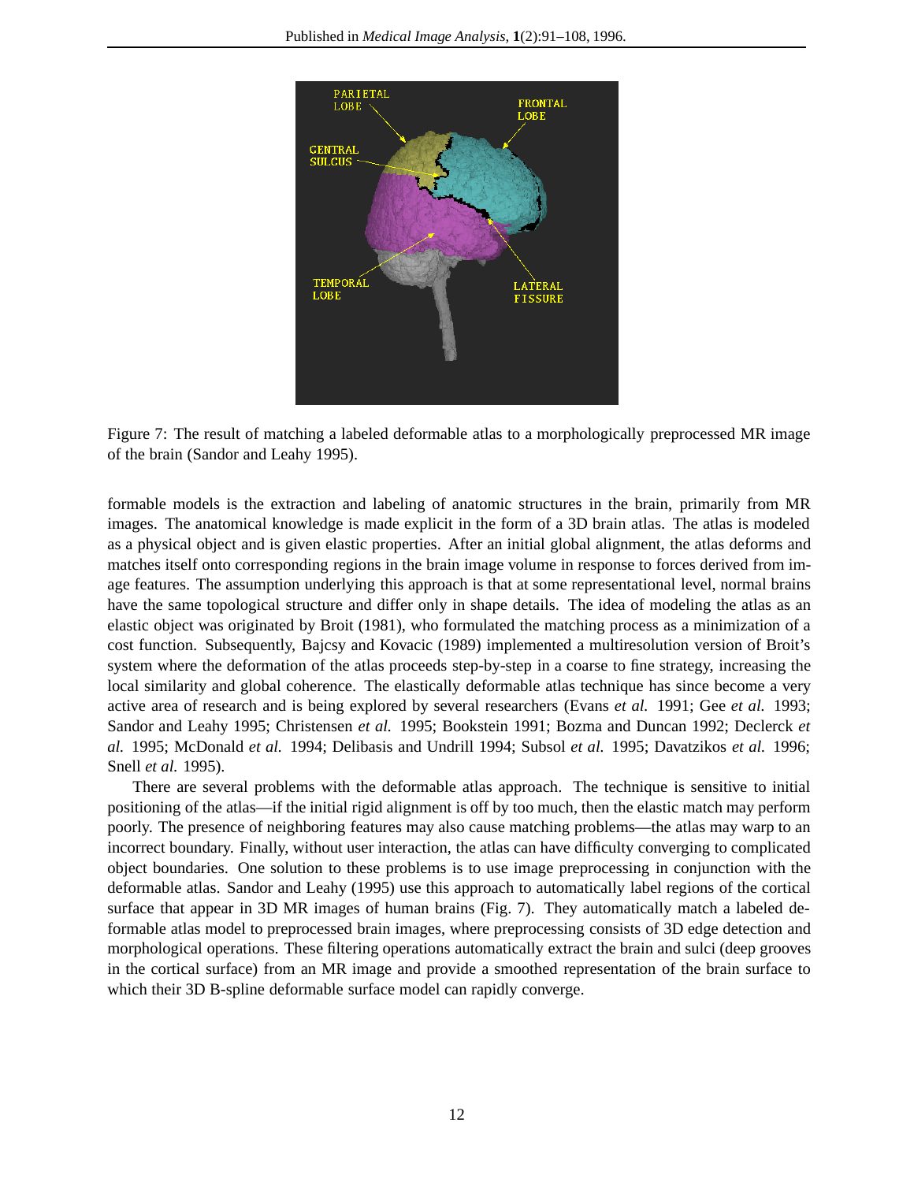Figure 7: The result of matching a labeled deformable atlas to a morphologically preprocessed MR image of the brain (Sandor and Leahy 1995).

formable models is the extraction and labeling of anatomic structures in the brain, primarily from MR images. The anatomical knowledge is made explicit in the form of a 3D brain atlas. The atlas is modeled as a physical object and is given elastic properties. After an initial global alignment, the atlas deforms and matches itself onto corresponding regions in the brain image volume in response to forces derived from image features. The assumption underlying this approach is that at some representational level, normal brains have the same topological structure and differ only in shape details. The idea of modeling the atlas as an elastic object was originated by Broit (1981), who formulated the matching process as a minimization of a cost function. Subsequently, Bajcsy and Kovacic (1989) implemented a multiresolution version of Broit's system where the deformation of the atlas proceeds step-by-step in a coarse to fine strategy, increasing the local similarity and global coherence. The elastically deformable atlas technique has since become a very active area of research and is being explored by several researchers (Evans *et al.* 1991; Gee *et al.* 1993; Sandor and Leahy 1995; Christensen *et al.* 1995; Bookstein 1991; Bozma and Duncan 1992; Declerck *et al.* 1995; McDonald *et al.* 1994; Delibasis and Undrill 1994; Subsol *et al.* 1995; Davatzikos *et al.* 1996; Snell *et al.* 1995).

There are several problems with the deformable atlas approach. The technique is sensitive to initial positioning of the atlas—if the initial rigid alignment is off by too much, then the elastic match may perform poorly. The presence of neighboring features may also cause matching problems—the atlas may warp to an incorrect boundary. Finally, without user interaction, the atlas can have difficulty converging to complicated object boundaries. One solution to these problems is to use image preprocessing in conjunction with the deformable atlas. Sandor and Leahy (1995) use this approach to automatically label regions of the cortical surface that appear in 3D MR images of human brains (Fig. 7). They automatically match a labeled deformable atlas model to preprocessed brain images, where preprocessing consists of 3D edge detection and morphological operations. These filtering operations automatically extract the brain and sulci (deep grooves in the cortical surface) from an MR image and provide a smoothed representation of the brain surface to which their 3D B-spline deformable surface model can rapidly converge.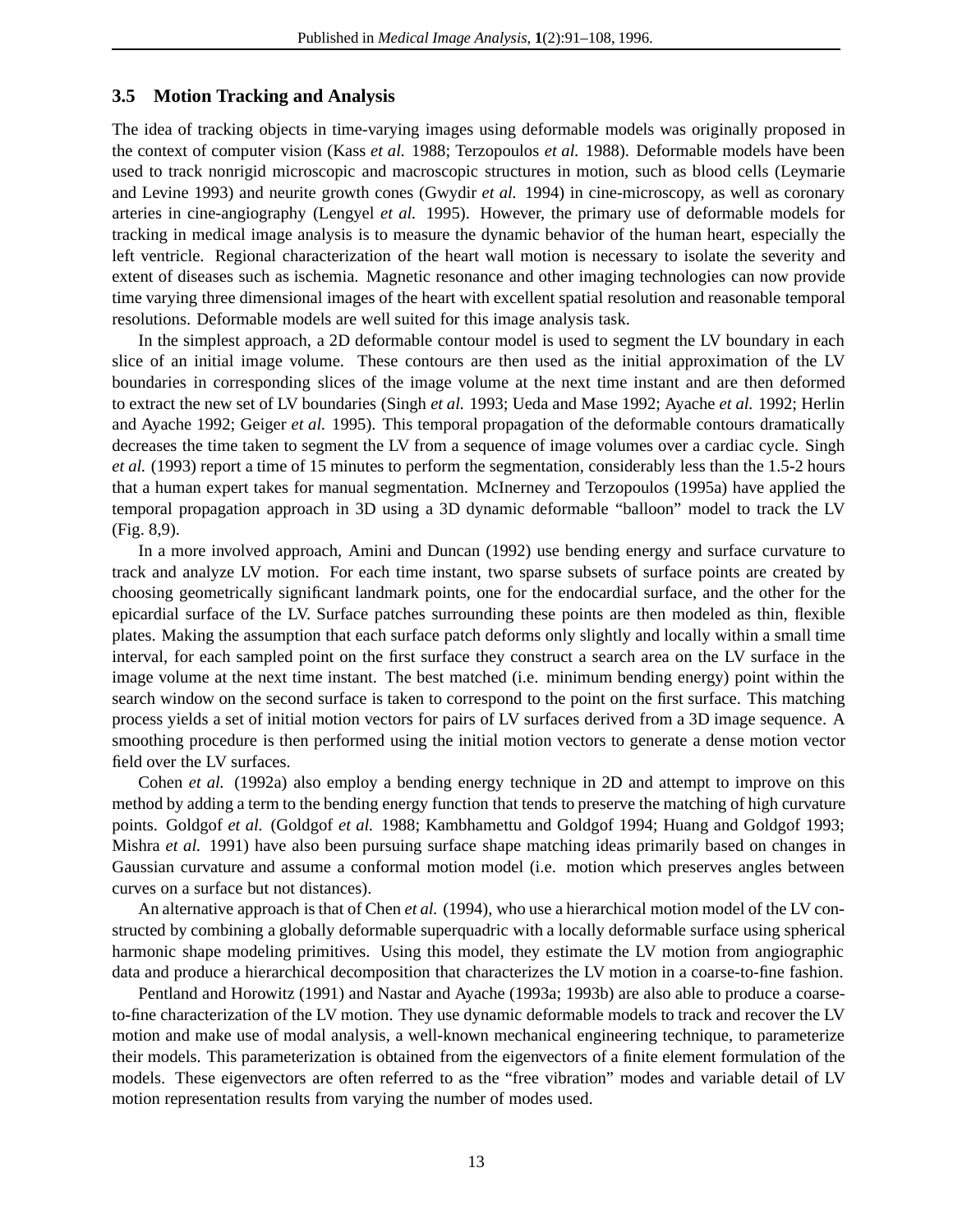### 3.5 Motion Tracking and Analysis

The idea of tracking objects in time-varying images using deformable models was originally proposed in the context of computer vision (Kass *et al.* 1988; Terzopoulos *et al.* 1988). Deformable models have been used to track nonrigid microscopic and macroscopic structures in motion, such as blood cells (Leymarie and Levine 1993) and neurite growth cones (Gwydir *et al.* 1994) in cine-microscopy, as well as coronary arteries in cine-angiography (Lengyel *et al.* 1995). However, the primary use of deformable models for tracking in medical image analysis is to measure the dynamic behavior of the human heart, especially the left ventricle. Regional characterization of the heart wall motion is necessary to isolate the severity and extent of diseases such as ischemia. Magnetic resonance and other imaging technologies can now provide time varying three dimensional images of the heart with excellent spatial resolution and reasonable temporal resolutions. Deformable models are well suited for this image analysis task.

In the simplest approach, a 2D deformable contour model is used to segment the LV boundary in each slice of an initial image volume. These contours are then used as the initial approximation of the LV boundaries in corresponding slices of the image volume at the next time instant and are then deformed to extract the new set of LV boundaries (Singh *et al.* 1993; Ueda and Mase 1992; Ayache *et al.* 1992; Herlin and Ayache 1992; Geiger *et al.* 1995). This temporal propagation of the deformable contours dramatically decreases the time taken to segment the LV from a sequence of image volumes over a cardiac cycle. Singh *et al.* (1993) report a time of 15 minutes to perform the segmentation, considerably less than the 1.5-2 hours that a human expert takes for manual segmentation. McInerney and Terzopoulos (1995a) have applied the temporal propagation approach in 3D using a 3D dynamic deformable "balloon" model to track the LV (Fig. 8,9).

In a more involved approach, Amini and Duncan (1992) use bending energy and surface curvature to track and analyze LV motion. For each time instant, two sparse subsets of surface points are created by choosing geometrically significant landmark points, one for the endocardial surface, and the other for the epicardial surface of the LV. Surface patches surrounding these points are then modeled as thin, flexible plates. Making the assumption that each surface patch deforms only slightly and locally within a small time interval, for each sampled point on the first surface they construct a search area on the LV surface in the image volume at the next time instant. The best matched (i.e. minimum bending energy) point within the search window on the second surface is taken to correspond to the point on the first surface. This matching process yields a set of initial motion vectors for pairs of LV surfaces derived from a 3D image sequence. A smoothing procedure is then performed using the initial motion vectors to generate a dense motion vector field over the LV surfaces.

Cohen *et al.* (1992a) also employ a bending energy technique in 2D and attempt to improve on this method by adding a term to the bending energy function that tends to preserve the matching of high curvature points. Goldgof *et al.* (Goldgof *et al.* 1988; Kambhamettu and Goldgof 1994; Huang and Goldgof 1993; Mishra *et al.* 1991) have also been pursuing surface shape matching ideas primarily based on changes in Gaussian curvature and assume a conformal motion model (i.e. motion which preserves angles between curves on a surface but not distances).

An alternative approach is that of Chen *et al.* (1994), who use a hierarchical motion model of the LV constructed by combining a globally deformable superquadric with a locally deformable surface using spherical harmonic shape modeling primitives. Using this model, they estimate the LV motion from angiographic data and produce a hierarchical decomposition that characterizes the LV motion in a coarse-to-fine fashion.

Pentland and Horowitz (1991) and Nastar and Ayache (1993a; 1993b) are also able to produce a coarse-to-fine characterization of the LV motion. They use dynamic deformable models to track and recover the LV motion and make use of modal analysis, a well-known mechanical engineering technique, to parameterize their models. This parameterization is obtained from the eigenvectors of a finite element formulation of the models. These eigenvectors are often referred to as the "free vibration" modes and variable detail of LV motion representation results from varying the number of modes used.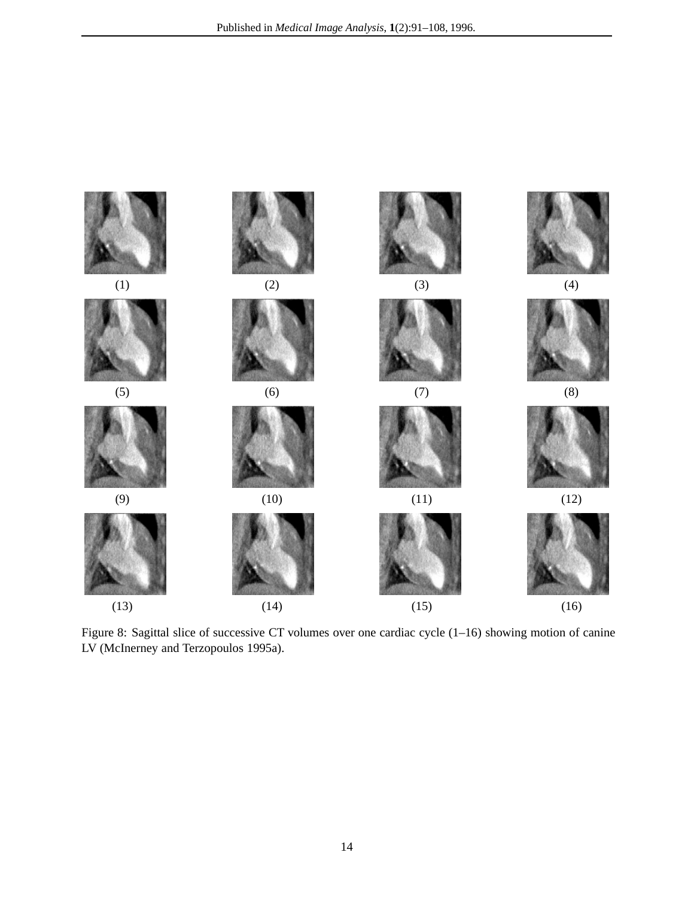(1) (2) (3) (4)

(5) (6) (7) (8)

(9) (10) (11) (12)

(13) (14) (15) (16)

Figure 8: Sagittal slice of successive CT volumes over one cardiac cycle (1–16) showing motion of canine LV (McInerney and Terzopoulos 1995a).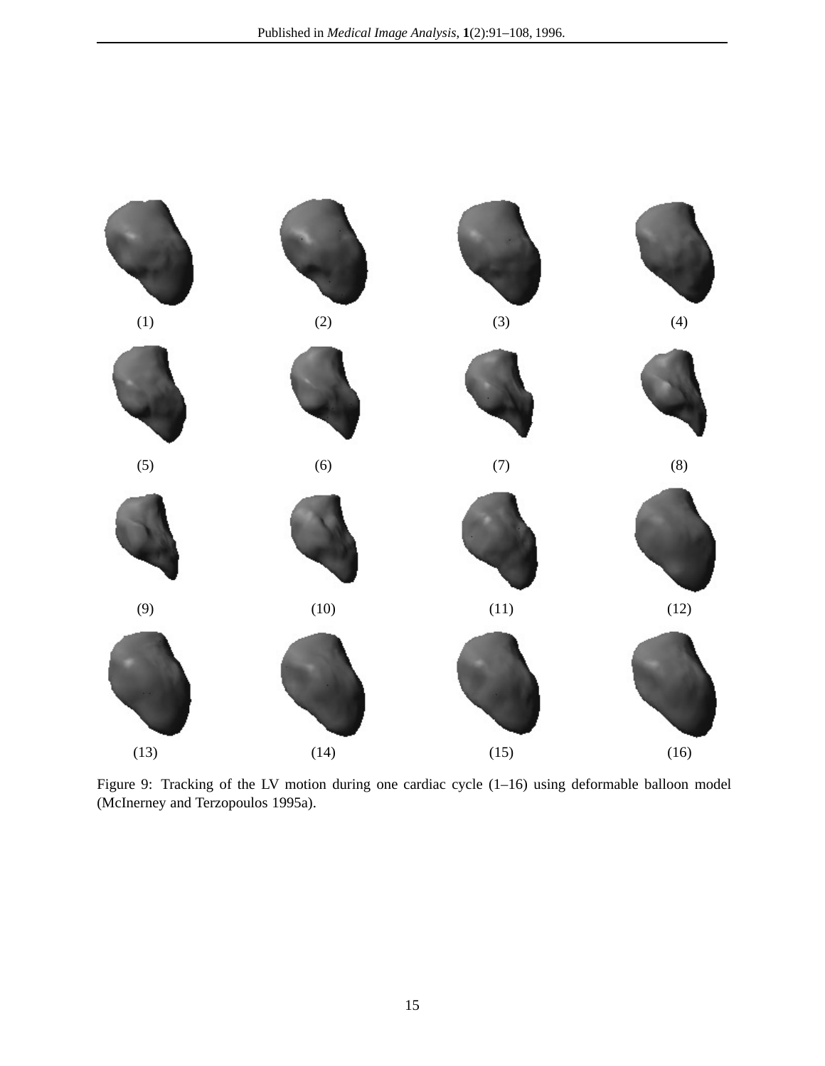(1) (2) (3) (4)

(5) (6) (7) (8)

(9) (10) (11) (12)

(13) (14) (15) (16)

Figure 9: Tracking of the LV motion during one cardiac cycle (1–16) using deformable balloon model (McInerney and Terzopoulos 1995a).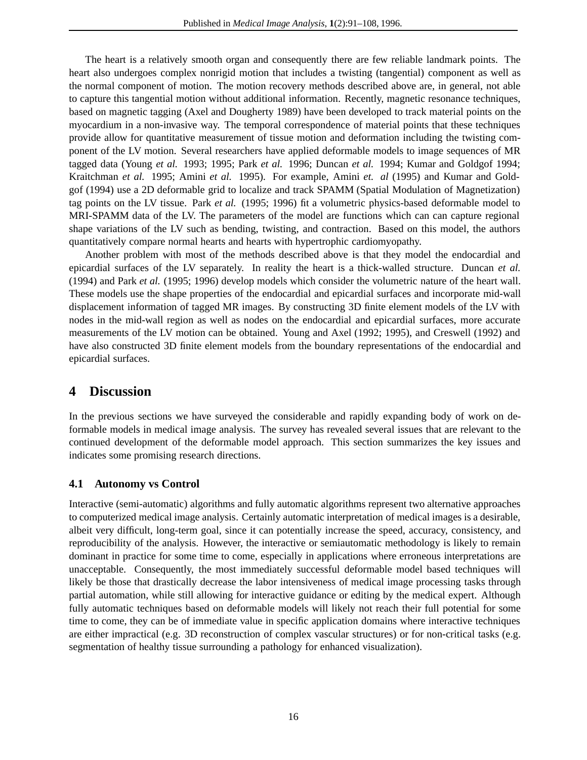The heart is a relatively smooth organ and consequently there are few reliable landmark points. The heart also undergoes complex nonrigid motion that includes a twisting (tangential) component as well as the normal component of motion. The motion recovery methods described above are, in general, not able to capture this tangential motion without additional information. Recently, magnetic resonance techniques, based on magnetic tagging (Axel and Dougherty 1989) have been developed to track material points on the myocardium in a non-invasive way. The temporal correspondence of material points that these techniques provide allow for quantitative measurement of tissue motion and deformation including the twisting component of the LV motion. Several researchers have applied deformable models to image sequences of MR tagged data (Young *et al.* 1993; 1995; Park *et al.* 1996; Duncan *et al.* 1994; Kumar and Goldgof 1994; Kraitchman *et al.* 1995; Amini *et al.* 1995). For example, Amini *et. al* (1995) and Kumar and Goldgof (1994) use a 2D deformable grid to localize and track SPAMM (Spatial Modulation of Magnetization) tag points on the LV tissue. Park *et al.* (1995; 1996) fit a volumetric physics-based deformable model to MRI-SPAMM data of the LV. The parameters of the model are functions which can capture regional shape variations of the LV such as bending, twisting, and contraction. Based on this model, the authors quantitatively compare normal hearts and hearts with hypertrophic cardiomyopathy.

Another problem with most of the methods described above is that they model the endocardial and epicardial surfaces of the LV separately. In reality the heart is a thick-walled structure. Duncan *et al.* (1994) and Park *et al.* (1995; 1996) develop models which consider the volumetric nature of the heart wall. These models use the shape properties of the endocardial and epicardial surfaces and incorporate mid-wall displacement information of tagged MR images. By constructing 3D finite element models of the LV with nodes in the mid-wall region as well as nodes on the endocardial and epicardial surfaces, more accurate measurements of the LV motion can be obtained. Young and Axel (1992; 1995), and Creswell (1992) and have also constructed 3D finite element models from the boundary representations of the endocardial and epicardial surfaces.

## 4 Discussion

In the previous sections we have surveyed the considerable and rapidly expanding body of work on deformable models in medical image analysis. The survey has revealed several issues that are relevant to the continued development of the deformable model approach. This section summarizes the key issues and indicates some promising research directions.

### 4.1 Autonomy vs Control

Interactive (semi-automatic) algorithms and fully automatic algorithms represent two alternative approaches to computerized medical image analysis. Certainly automatic interpretation of medical images is a desirable, albeit very difficult, long-term goal, since it can potentially increase the speed, accuracy, consistency, and reproducibility of the analysis. However, the interactive or semiautomatic methodology is likely to remain dominant in practice for some time to come, especially in applications where erroneous interpretations are unacceptable. Consequently, the most immediately successful deformable model based techniques will likely be those that drastically decrease the labor intensiveness of medical image processing tasks through partial automation, while still allowing for interactive guidance or editing by the medical expert. Although fully automatic techniques based on deformable models will likely not reach their full potential for some time to come, they can be of immediate value in specific application domains where interactive techniques are either impractical (e.g. 3D reconstruction of complex vascular structures) or for non-critical tasks (e.g. segmentation of healthy tissue surrounding a pathology for enhanced visualization).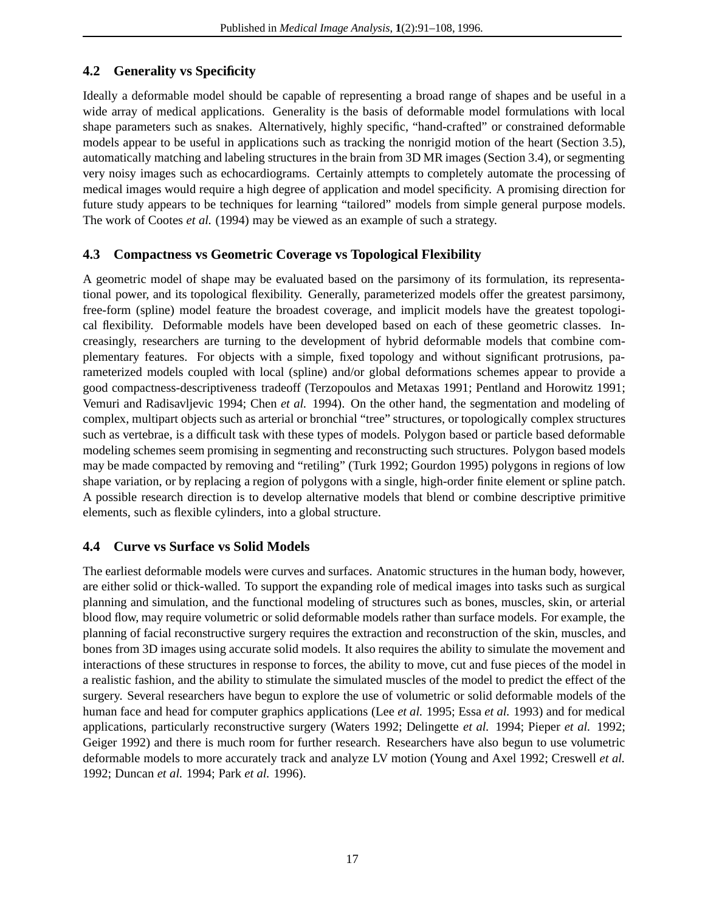### 4.2 Generality vs Specificity

Ideally a deformable model should be capable of representing a broad range of shapes and be useful in a wide array of medical applications. Generality is the basis of deformable model formulations with local shape parameters such as snakes. Alternatively, highly specific, "hand-crafted" or constrained deformable models appear to be useful in applications such as tracking the nonrigid motion of the heart (Section 3.5), automatically matching and labeling structures in the brain from 3D MR images (Section 3.4), or segmenting very noisy images such as echocardiograms. Certainly attempts to completely automate the processing of medical images would require a high degree of application and model specificity. A promising direction for future study appears to be techniques for learning "tailored" models from simple general purpose models. The work of Cootes *et al.* (1994) may be viewed as an example of such a strategy.

### 4.3 Compactness vs Geometric Coverage vs Topological Flexibility

A geometric model of shape may be evaluated based on the parsimony of its formulation, its representational power, and its topological flexibility. Generally, parameterized models offer the greatest parsimony, free-form (spline) model feature the broadest coverage, and implicit models have the greatest topological flexibility. Deformable models have been developed based on each of these geometric classes. Increasingly, researchers are turning to the development of hybrid deformable models that combine complementary features. For objects with a simple, fixed topology and without significant protrusions, parameterized models coupled with local (spline) and/or global deformations schemes appear to provide a good compactness-descriptiveness tradeoff (Terzopoulos and Metaxas 1991; Pentland and Horowitz 1991; Vemuri and Radisavljevic 1994; Chen *et al.* 1994). On the other hand, the segmentation and modeling of complex, multipart objects such as arterial or bronchial "tree" structures, or topologically complex structures such as vertebrae, is a difficult task with these types of models. Polygon based or particle based deformable modeling schemes seem promising in segmenting and reconstructing such structures. Polygon based models may be made compacted by removing and "retiling" (Turk 1992; Gourdon 1995) polygons in regions of low shape variation, or by replacing a region of polygons with a single, high-order finite element or spline patch. A possible research direction is to develop alternative models that blend or combine descriptive primitive elements, such as flexible cylinders, into a global structure.

### 4.4 Curve vs Surface vs Solid Models

The earliest deformable models were curves and surfaces. Anatomic structures in the human body, however, are either solid or thick-walled. To support the expanding role of medical images into tasks such as surgical planning and simulation, and the functional modeling of structures such as bones, muscles, skin, or arterial blood flow, may require volumetric or solid deformable models rather than surface models. For example, the planning of facial reconstructive surgery requires the extraction and reconstruction of the skin, muscles, and bones from 3D images using accurate solid models. It also requires the ability to simulate the movement and interactions of these structures in response to forces, the ability to move, cut and fuse pieces of the model in a realistic fashion, and the ability to stimulate the simulated muscles of the model to predict the effect of the surgery. Several researchers have begun to explore the use of volumetric or solid deformable models of the human face and head for computer graphics applications (Lee *et al.* 1995; Essa *et al.* 1993) and for medical applications, particularly reconstructive surgery (Waters 1992; Delingette *et al.* 1994; Pieper *et al.* 1992; Geiger 1992) and there is much room for further research. Researchers have also begun to use volumetric deformable models to more accurately track and analyze LV motion (Young and Axel 1992; Creswell *et al.* 1992; Duncan *et al.* 1994; Park *et al.* 1996).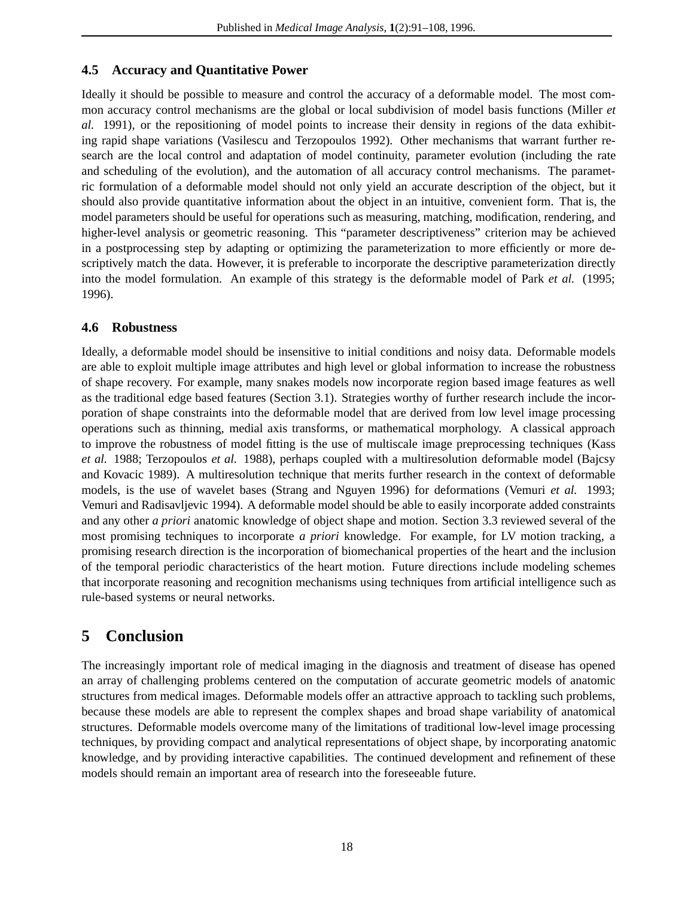### 4.5 Accuracy and Quantitative Power

Ideally it should be possible to measure and control the accuracy of a deformable model. The most common accuracy control mechanisms are the global or local subdivision of model basis functions (Miller *et al.* 1991), or the repositioning of model points to increase their density in regions of the data exhibiting rapid shape variations (Vasilescu and Terzopoulos 1992). Other mechanisms that warrant further research are the local control and adaptation of model continuity, parameter evolution (including the rate and scheduling of the evolution), and the automation of all accuracy control mechanisms. The parametric formulation of a deformable model should not only yield an accurate description of the object, but it should also provide quantitative information about the object in an intuitive, convenient form. That is, the model parameters should be useful for operations such as measuring, matching, modification, rendering, and higher-level analysis or geometric reasoning. This "parameter descriptiveness" criterion may be achieved in a postprocessing step by adapting or optimizing the parameterization to more efficiently or more descriptively match the data. However, it is preferable to incorporate the descriptive parameterization directly into the model formulation. An example of this strategy is the deformable model of Park *et al.* (1995; 1996).

### 4.6 Robustness

Ideally, a deformable model should be insensitive to initial conditions and noisy data. Deformable models are able to exploit multiple image attributes and high level or global information to increase the robustness of shape recovery. For example, many snakes models now incorporate region based image features as well as the traditional edge based features (Section 3.1). Strategies worthy of further research include the incorporation of shape constraints into the deformable model that are derived from low level image processing operations such as thinning, medial axis transforms, or mathematical morphology. A classical approach to improve the robustness of model fitting is the use of multiscale image preprocessing techniques (Kass *et al.* 1988; Terzopoulos *et al.* 1988), perhaps coupled with a multiresolution deformable model (Bajcsy and Kovacic 1989). A multiresolution technique that merits further research in the context of deformable models, is the use of wavelet bases (Strang and Nguyen 1996) for deformations (Vemuri *et al.* 1993; Vemuri and Radisavljevic 1994). A deformable model should be able to easily incorporate added constraints and any other *a priori* anatomic knowledge of object shape and motion. Section 3.3 reviewed several of the most promising techniques to incorporate *a priori* knowledge. For example, for LV motion tracking, a promising research direction is the incorporation of biomechanical properties of the heart and the inclusion of the temporal periodic characteristics of the heart motion. Future directions include modeling schemes that incorporate reasoning and recognition mechanisms using techniques from artificial intelligence such as rule-based systems or neural networks.

## 5 Conclusion

The increasingly important role of medical imaging in the diagnosis and treatment of disease has opened an array of challenging problems centered on the computation of accurate geometric models of anatomic structures from medical images. Deformable models offer an attractive approach to tackling such problems, because these models are able to represent the complex shapes and broad shape variability of anatomical structures. Deformable models overcome many of the limitations of traditional low-level image processing techniques, by providing compact and analytical representations of object shape, by incorporating anatomic knowledge, and by providing interactive capabilities. The continued development and refinement of these models should remain an important area of research into the foreseeable future.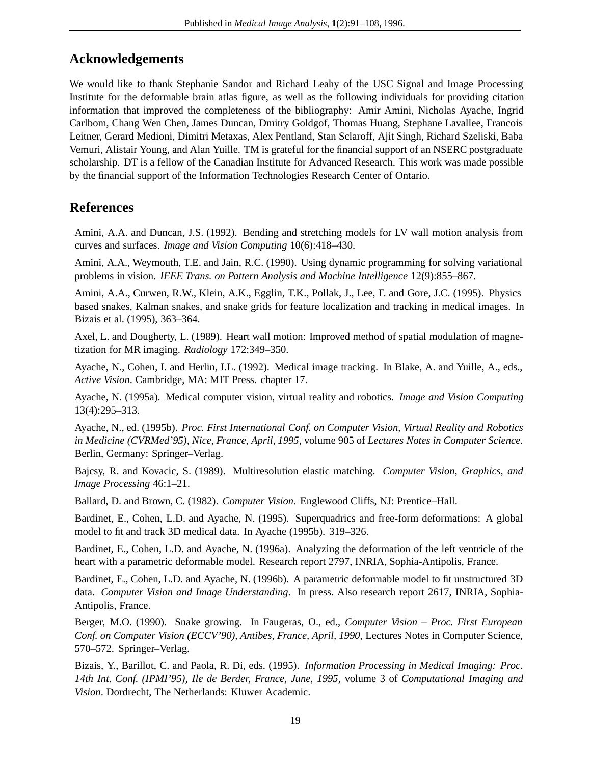## Acknowledgements

We would like to thank Stephanie Sandor and Richard Leahy of the USC Signal and Image Processing Institute for the deformable brain atlas figure, as well as the following individuals for providing citation information that improved the completeness of the bibliography: Amir Amini, Nicholas Ayache, Ingrid Carlbom, Chang Wen Chen, James Duncan, Dmitry Goldgof, Thomas Huang, Stephane Lavallee, Francois Leitner, Gerard Medioni, Dimitri Metaxas, Alex Pentland, Stan Sclaroff, Ajit Singh, Richard Szeliski, Baba Vemuri, Alistair Young, and Alan Yuille. TM is grateful for the financial support of an NSERC postgraduate scholarship. DT is a fellow of the Canadian Institute for Advanced Research. This work was made possible by the financial support of the Information Technologies Research Center of Ontario.

## References

Amini, A.A. and Duncan, J.S. (1992). Bending and stretching models for LV wall motion analysis from curves and surfaces. *Image and Vision Computing* 10(6):418–430.

Amini, A.A., Weymouth, T.E. and Jain, R.C. (1990). Using dynamic programming for solving variational problems in vision. *IEEE Trans. on Pattern Analysis and Machine Intelligence* 12(9):855–867.

Amini, A.A., Curwen, R.W., Klein, A.K., Egglin, T.K., Pollak, J., Lee, F. and Gore, J.C. (1995). Physics based snakes, Kalman snakes, and snake grids for feature localization and tracking in medical images. In Bizais et al. (1995), 363–364.

Axel, L. and Dougherty, L. (1989). Heart wall motion: Improved method of spatial modulation of magnetization for MR imaging. *Radiology* 172:349–350.

Ayache, N., Cohen, I. and Herlin, I.L. (1992). Medical image tracking. In Blake, A. and Yuille, A., eds., *Active Vision*. Cambridge, MA: MIT Press. chapter 17.

Ayache, N. (1995a). Medical computer vision, virtual reality and robotics. *Image and Vision Computing* 13(4):295–313.

Ayache, N., ed. (1995b). *Proc. First International Conf. on Computer Vision, Virtual Reality and Robotics in Medicine (CVRMed'95), Nice, France, April, 1995*, volume 905 of *Lectures Notes in Computer Science*. Berlin, Germany: Springer–Verlag.

Bajcsy, R. and Kovacic, S. (1989). Multiresolution elastic matching. *Computer Vision, Graphics, and Image Processing* 46:1–21.

Ballard, D. and Brown, C. (1982). *Computer Vision*. Englewood Cliffs, NJ: Prentice–Hall.

Bardinet, E., Cohen, L.D. and Ayache, N. (1995). Superquadrics and free-form deformations: A global model to fit and track 3D medical data. In Ayache (1995b). 319–326.

Bardinet, E., Cohen, L.D. and Ayache, N. (1996a). Analyzing the deformation of the left ventricle of the heart with a parametric deformable model. Research report 2797, INRIA, Sophia-Antipolis, France.

Bardinet, E., Cohen, L.D. and Ayache, N. (1996b). A parametric deformable model to fit unstructured 3D data. *Computer Vision and Image Understanding*. In press. Also research report 2617, INRIA, Sophia-Antipolis, France.

Berger, M.O. (1990). Snake growing. In Faugeras, O., ed., *Computer Vision – Proc. First European Conf. on Computer Vision (ECCV'90), Antibes, France, April, 1990*, Lectures Notes in Computer Science, 570–572. Springer–Verlag.

Bizais, Y., Barillot, C. and Paola, R. Di, eds. (1995). *Information Processing in Medical Imaging: Proc. 14th Int. Conf. (IPMI'95), Ile de Berder, France, June, 1995*, volume 3 of *Computational Imaging and Vision*. Dordrecht, The Netherlands: Kluwer Academic.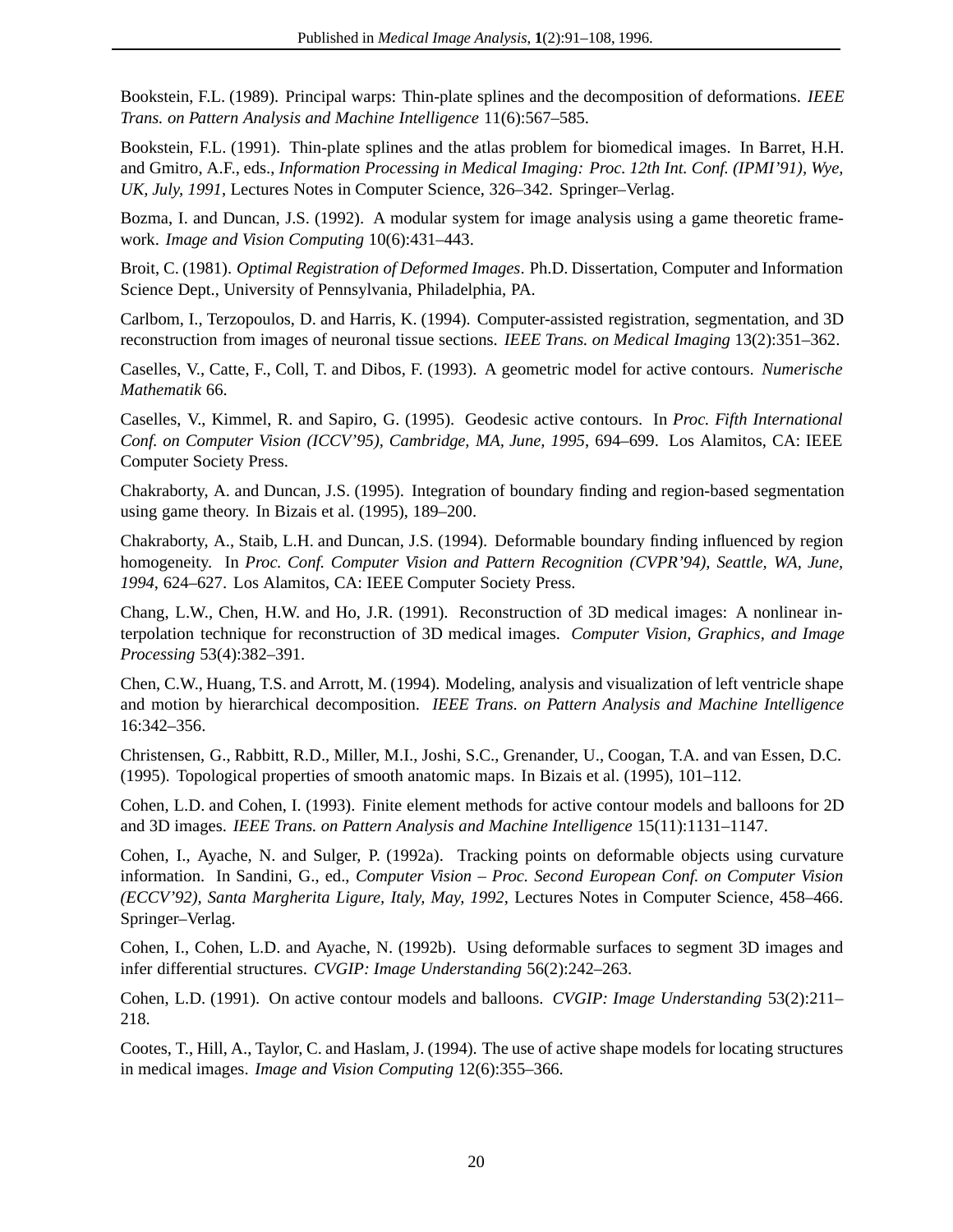Bookstein, F.L. (1989). Principal warps: Thin-plate splines and the decomposition of deformations. *IEEE Trans. on Pattern Analysis and Machine Intelligence* 11(6):567–585.

Bookstein, F.L. (1991). Thin-plate splines and the atlas problem for biomedical images. In Barret, H.H. and Gmitro, A.F., eds., *Information Processing in Medical Imaging: Proc. 12th Int. Conf. (IPMI'91), Wye, UK, July, 1991*, Lectures Notes in Computer Science, 326–342. Springer–Verlag.

Bozma, I. and Duncan, J.S. (1992). A modular system for image analysis using a game theoretic framework. *Image and Vision Computing* 10(6):431–443.

Broit, C. (1981). *Optimal Registration of Deformed Images*. Ph.D. Dissertation, Computer and Information Science Dept., University of Pennsylvania, Philadelphia, PA.

Carlbom, I., Terzopoulos, D. and Harris, K. (1994). Computer-assisted registration, segmentation, and 3D reconstruction from images of neuronal tissue sections. *IEEE Trans. on Medical Imaging* 13(2):351–362.

Caselles, V., Catte, F., Coll, T. and Dibos, F. (1993). A geometric model for active contours. *Numerische Mathematik* 66.

Caselles, V., Kimmel, R. and Sapiro, G. (1995). Geodesic active contours. In *Proc. Fifth International Conf. on Computer Vision (ICCV'95), Cambridge, MA, June, 1995*, 694–699. Los Alamitos, CA: IEEE Computer Society Press.

Chakraborty, A. and Duncan, J.S. (1995). Integration of boundary finding and region-based segmentation using game theory. In Bizais et al. (1995), 189–200.

Chakraborty, A., Staib, L.H. and Duncan, J.S. (1994). Deformable boundary finding influenced by region homogeneity. In *Proc. Conf. Computer Vision and Pattern Recognition (CVPR'94), Seattle, WA, June, 1994*, 624–627. Los Alamitos, CA: IEEE Computer Society Press.

Chang, L.W., Chen, H.W. and Ho, J.R. (1991). Reconstruction of 3D medical images: A nonlinear interpolation technique for reconstruction of 3D medical images. *Computer Vision, Graphics, and Image Processing* 53(4):382–391.

Chen, C.W., Huang, T.S. and Arrott, M. (1994). Modeling, analysis and visualization of left ventricle shape and motion by hierarchical decomposition. *IEEE Trans. on Pattern Analysis and Machine Intelligence* 16:342–356.

Christensen, G., Rabbitt, R.D., Miller, M.I., Joshi, S.C., Grenander, U., Coogan, T.A. and van Essen, D.C. (1995). Topological properties of smooth anatomic maps. In Bizais et al. (1995), 101–112.

Cohen, L.D. and Cohen, I. (1993). Finite element methods for active contour models and balloons for 2D and 3D images. *IEEE Trans. on Pattern Analysis and Machine Intelligence* 15(11):1131–1147.

Cohen, I., Ayache, N. and Sulger, P. (1992a). Tracking points on deformable objects using curvature information. In Sandini, G., ed., *Computer Vision – Proc. Second European Conf. on Computer Vision (ECCV'92), Santa Margherita Ligure, Italy, May, 1992*, Lectures Notes in Computer Science, 458–466. Springer–Verlag.

Cohen, I., Cohen, L.D. and Ayache, N. (1992b). Using deformable surfaces to segment 3D images and infer differential structures. *CVGIP: Image Understanding* 56(2):242–263.

Cohen, L.D. (1991). On active contour models and balloons. *CVGIP: Image Understanding* 53(2):211–218.

Cootes, T., Hill, A., Taylor, C. and Haslam, J. (1994). The use of active shape models for locating structures in medical images. *Image and Vision Computing* 12(6):355–366.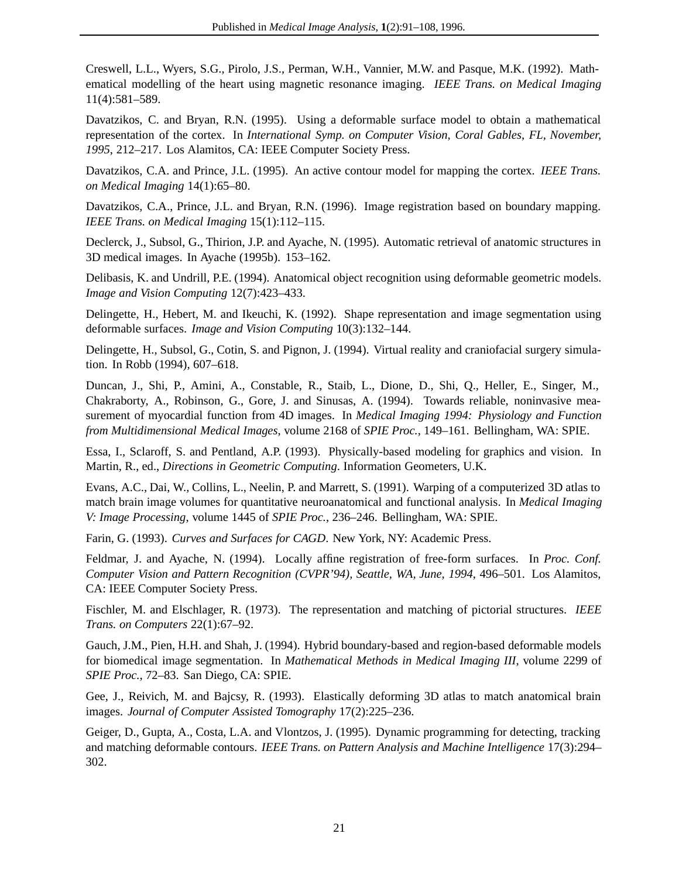Creswell, L.L., Wyers, S.G., Pirolo, J.S., Perman, W.H., Vannier, M.W. and Pasque, M.K. (1992). Mathematical modelling of the heart using magnetic resonance imaging. *IEEE Trans. on Medical Imaging* 11(4):581–589.

Davatzikos, C. and Bryan, R.N. (1995). Using a deformable surface model to obtain a mathematical representation of the cortex. In *International Symp. on Computer Vision, Coral Gables, FL, November, 1995*, 212–217. Los Alamitos, CA: IEEE Computer Society Press.

Davatzikos, C.A. and Prince, J.L. (1995). An active contour model for mapping the cortex. *IEEE Trans. on Medical Imaging* 14(1):65–80.

Davatzikos, C.A., Prince, J.L. and Bryan, R.N. (1996). Image registration based on boundary mapping. *IEEE Trans. on Medical Imaging* 15(1):112–115.

Declerck, J., Subsol, G., Thirion, J.P. and Ayache, N. (1995). Automatic retrieval of anatomic structures in 3D medical images. In Ayache (1995b). 153–162.

Delibasis, K. and Undrill, P.E. (1994). Anatomical object recognition using deformable geometric models. *Image and Vision Computing* 12(7):423–433.

Delingette, H., Hebert, M. and Ikeuchi, K. (1992). Shape representation and image segmentation using deformable surfaces. *Image and Vision Computing* 10(3):132–144.

Delingette, H., Subsol, G., Cotin, S. and Pignon, J. (1994). Virtual reality and craniofacial surgery simulation. In Robb (1994), 607–618.

Duncan, J., Shi, P., Amini, A., Constable, R., Staib, L., Dione, D., Shi, Q., Heller, E., Singer, M., Chakraborty, A., Robinson, G., Gore, J. and Sinusas, A. (1994). Towards reliable, noninvasive measurement of myocardial function from 4D images. In *Medical Imaging 1994: Physiology and Function from Multidimensional Medical Images*, volume 2168 of *SPIE Proc.*, 149–161. Bellingham, WA: SPIE.

Essa, I., Sclaroff, S. and Pentland, A.P. (1993). Physically-based modeling for graphics and vision. In Martin, R., ed., *Directions in Geometric Computing*. Information Geometers, U.K.

Evans, A.C., Dai, W., Collins, L., Neelin, P. and Marrett, S. (1991). Warping of a computerized 3D atlas to match brain image volumes for quantitative neuroanatomical and functional analysis. In *Medical Imaging V: Image Processing*, volume 1445 of *SPIE Proc.*, 236–246. Bellingham, WA: SPIE.

Farin, G. (1993). *Curves and Surfaces for CAGD*. New York, NY: Academic Press.

Feldmar, J. and Ayache, N. (1994). Locally affine registration of free-form surfaces. In *Proc. Conf. Computer Vision and Pattern Recognition (CVPR'94), Seattle, WA, June, 1994*, 496–501. Los Alamitos, CA: IEEE Computer Society Press.

Fischler, M. and Elschlager, R. (1973). The representation and matching of pictorial structures. *IEEE Trans. on Computers* 22(1):67–92.

Gauch, J.M., Pien, H.H. and Shah, J. (1994). Hybrid boundary-based and region-based deformable models for biomedical image segmentation. In *Mathematical Methods in Medical Imaging III*, volume 2299 of *SPIE Proc.*, 72–83. San Diego, CA: SPIE.

Gee, J., Reivich, M. and Bajcsy, R. (1993). Elastically deforming 3D atlas to match anatomical brain images. *Journal of Computer Assisted Tomography* 17(2):225–236.

Geiger, D., Gupta, A., Costa, L.A. and Vlontzos, J. (1995). Dynamic programming for detecting, tracking and matching deformable contours. *IEEE Trans. on Pattern Analysis and Machine Intelligence* 17(3):294–302.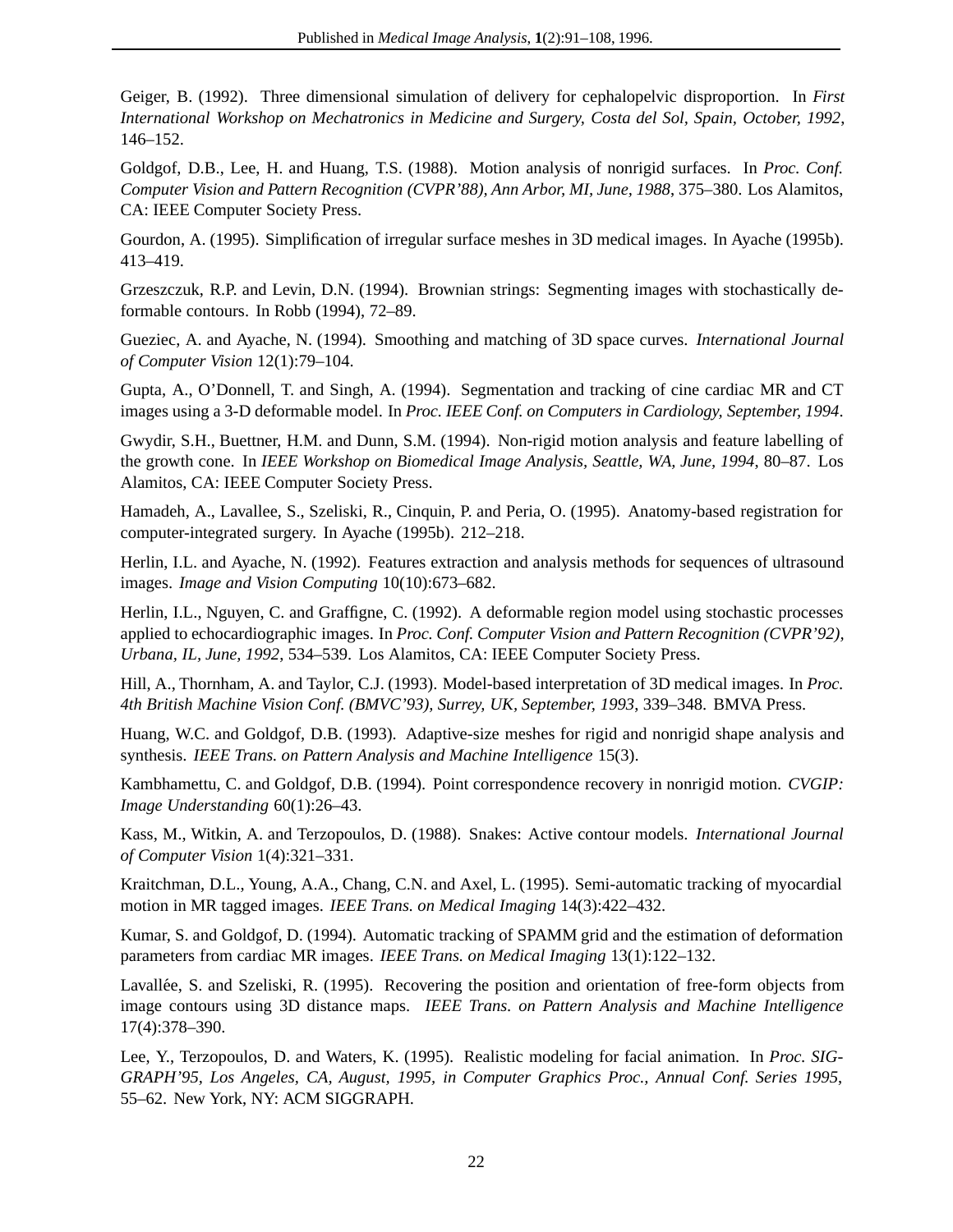Geiger, B. (1992). Three dimensional simulation of delivery for cephalopelvic disproportion. In *First International Workshop on Mechatronics in Medicine and Surgery, Costa del Sol, Spain, October, 1992*, 146–152.

Goldgof, D.B., Lee, H. and Huang, T.S. (1988). Motion analysis of nonrigid surfaces. In *Proc. Conf. Computer Vision and Pattern Recognition (CVPR'88), Ann Arbor, MI, June, 1988*, 375–380. Los Alamitos, CA: IEEE Computer Society Press.

Gourdon, A. (1995). Simplification of irregular surface meshes in 3D medical images. In Ayache (1995b). 413–419.

Grzeszczuk, R.P. and Levin, D.N. (1994). Brownian strings: Segmenting images with stochastically deformable contours. In Robb (1994), 72–89.

Gueziec, A. and Ayache, N. (1994). Smoothing and matching of 3D space curves. *International Journal of Computer Vision* 12(1):79–104.

Gupta, A., O'Donnell, T. and Singh, A. (1994). Segmentation and tracking of cine cardiac MR and CT images using a 3-D deformable model. In *Proc. IEEE Conf. on Computers in Cardiology, September, 1994*.

Gwydir, S.H., Buettner, H.M. and Dunn, S.M. (1994). Non-rigid motion analysis and feature labelling of the growth cone. In *IEEE Workshop on Biomedical Image Analysis, Seattle, WA, June, 1994*, 80–87. Los Alamitos, CA: IEEE Computer Society Press.

Hamadeh, A., Lavallee, S., Szeliski, R., Cinquin, P. and Peria, O. (1995). Anatomy-based registration for computer-integrated surgery. In Ayache (1995b). 212–218.

Herlin, I.L. and Ayache, N. (1992). Features extraction and analysis methods for sequences of ultrasound images. *Image and Vision Computing* 10(10):673–682.

Herlin, I.L., Nguyen, C. and Graffigne, C. (1992). A deformable region model using stochastic processes applied to echocardiographic images. In *Proc. Conf. Computer Vision and Pattern Recognition (CVPR'92), Urbana, IL, June, 1992*, 534–539. Los Alamitos, CA: IEEE Computer Society Press.

Hill, A., Thornham, A. and Taylor, C.J. (1993). Model-based interpretation of 3D medical images. In *Proc. 4th British Machine Vision Conf. (BMVC'93), Surrey, UK, September, 1993*, 339–348. BMVA Press.

Huang, W.C. and Goldgof, D.B. (1993). Adaptive-size meshes for rigid and nonrigid shape analysis and synthesis. *IEEE Trans. on Pattern Analysis and Machine Intelligence* 15(3).

Kambhamettu, C. and Goldgof, D.B. (1994). Point correspondence recovery in nonrigid motion. *CVGIP: Image Understanding* 60(1):26–43.

Kass, M., Witkin, A. and Terzopoulos, D. (1988). Snakes: Active contour models. *International Journal of Computer Vision* 1(4):321–331.

Kraitchman, D.L., Young, A.A., Chang, C.N. and Axel, L. (1995). Semi-automatic tracking of myocardial motion in MR tagged images. *IEEE Trans. on Medical Imaging* 14(3):422–432.

Kumar, S. and Goldgof, D. (1994). Automatic tracking of SPAMM grid and the estimation of deformation parameters from cardiac MR images. *IEEE Trans. on Medical Imaging* 13(1):122–132.

Lavallée, S. and Szeliski, R. (1995). Recovering the position and orientation of free-form objects from image contours using 3D distance maps. *IEEE Trans. on Pattern Analysis and Machine Intelligence* 17(4):378–390.

Lee, Y., Terzopoulos, D. and Waters, K. (1995). Realistic modeling for facial animation. In *Proc. SIGGRAPH'95, Los Angeles, CA, August, 1995, in Computer Graphics Proc., Annual Conf. Series 1995*, 55–62. New York, NY: ACM SIGGRAPH.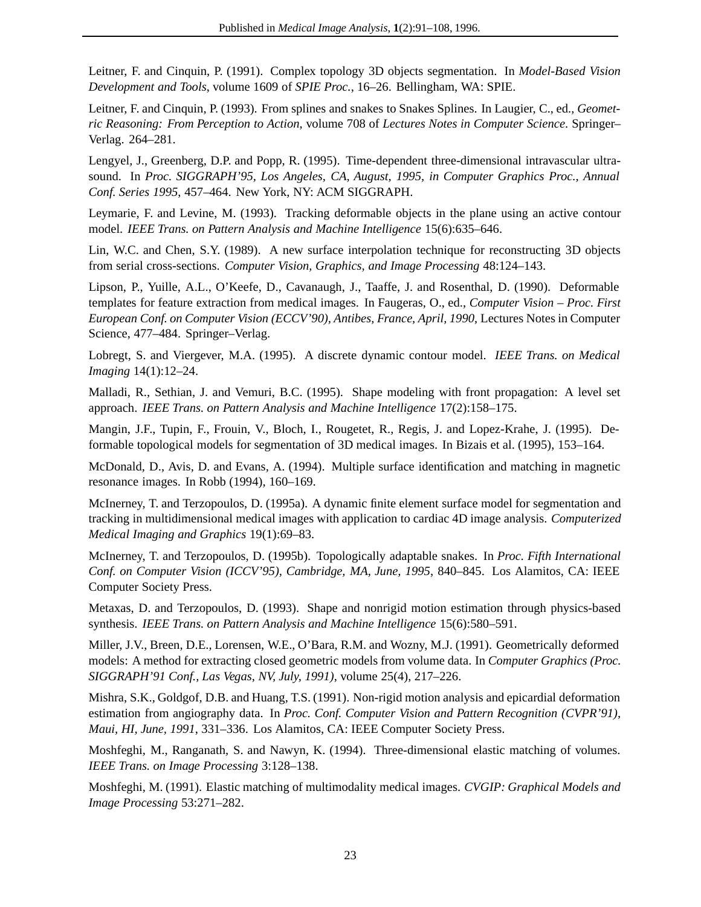Leitner, F. and Cinquin, P. (1991). Complex topology 3D objects segmentation. In *Model-Based Vision Development and Tools*, volume 1609 of *SPIE Proc.*, 16–26. Bellingham, WA: SPIE.

Leitner, F. and Cinquin, P. (1993). From splines and snakes to Snakes Splines. In Laugier, C., ed., *Geometric Reasoning: From Perception to Action*, volume 708 of *Lectures Notes in Computer Science*. Springer–Verlag. 264–281.

Lengyel, J., Greenberg, D.P. and Popp, R. (1995). Time-dependent three-dimensional intravascular ultrasound. In *Proc. SIGGRAPH'95, Los Angeles, CA, August, 1995, in Computer Graphics Proc., Annual Conf. Series 1995*, 457–464. New York, NY: ACM SIGGRAPH.

Leymarie, F. and Levine, M. (1993). Tracking deformable objects in the plane using an active contour model. *IEEE Trans. on Pattern Analysis and Machine Intelligence* 15(6):635–646.

Lin, W.C. and Chen, S.Y. (1989). A new surface interpolation technique for reconstructing 3D objects from serial cross-sections. *Computer Vision, Graphics, and Image Processing* 48:124–143.

Lipson, P., Yuille, A.L., O'Keefe, D., Cavanaugh, J., Taaffe, J. and Rosenthal, D. (1990). Deformable templates for feature extraction from medical images. In Faugeras, O., ed., *Computer Vision – Proc. First European Conf. on Computer Vision (ECCV'90), Antibes, France, April, 1990*, Lectures Notes in Computer Science, 477–484. Springer–Verlag.

Lobregt, S. and Viergever, M.A. (1995). A discrete dynamic contour model. *IEEE Trans. on Medical Imaging* 14(1):12–24.

Malladi, R., Sethian, J. and Vemuri, B.C. (1995). Shape modeling with front propagation: A level set approach. *IEEE Trans. on Pattern Analysis and Machine Intelligence* 17(2):158–175.

Mangin, J.F., Tupin, F., Frouin, V., Bloch, I., Rougetet, R., Regis, J. and Lopez-Krahe, J. (1995). Deformable topological models for segmentation of 3D medical images. In Bizais et al. (1995), 153–164.

McDonald, D., Avis, D. and Evans, A. (1994). Multiple surface identification and matching in magnetic resonance images. In Robb (1994), 160–169.

McInerney, T. and Terzopoulos, D. (1995a). A dynamic finite element surface model for segmentation and tracking in multidimensional medical images with application to cardiac 4D image analysis. *Computerized Medical Imaging and Graphics* 19(1):69–83.

McInerney, T. and Terzopoulos, D. (1995b). Topologically adaptable snakes. In *Proc. Fifth International Conf. on Computer Vision (ICCV'95), Cambridge, MA, June, 1995*, 840–845. Los Alamitos, CA: IEEE Computer Society Press.

Metaxas, D. and Terzopoulos, D. (1993). Shape and nonrigid motion estimation through physics-based synthesis. *IEEE Trans. on Pattern Analysis and Machine Intelligence* 15(6):580–591.

Miller, J.V., Breen, D.E., Lorensen, W.E., O'Bara, R.M. and Wozny, M.J. (1991). Geometrically deformed models: A method for extracting closed geometric models from volume data. In *Computer Graphics (Proc. SIGGRAPH'91 Conf., Las Vegas, NV, July, 1991)*, volume 25(4), 217–226.

Mishra, S.K., Goldgof, D.B. and Huang, T.S. (1991). Non-rigid motion analysis and epicardial deformation estimation from angiography data. In *Proc. Conf. Computer Vision and Pattern Recognition (CVPR'91), Maui, HI, June, 1991*, 331–336. Los Alamitos, CA: IEEE Computer Society Press.

Moshfeghi, M., Ranganath, S. and Nawyn, K. (1994). Three-dimensional elastic matching of volumes. *IEEE Trans. on Image Processing* 3:128–138.

Moshfeghi, M. (1991). Elastic matching of multimodality medical images. *CVGIP: Graphical Models and Image Processing* 53:271–282.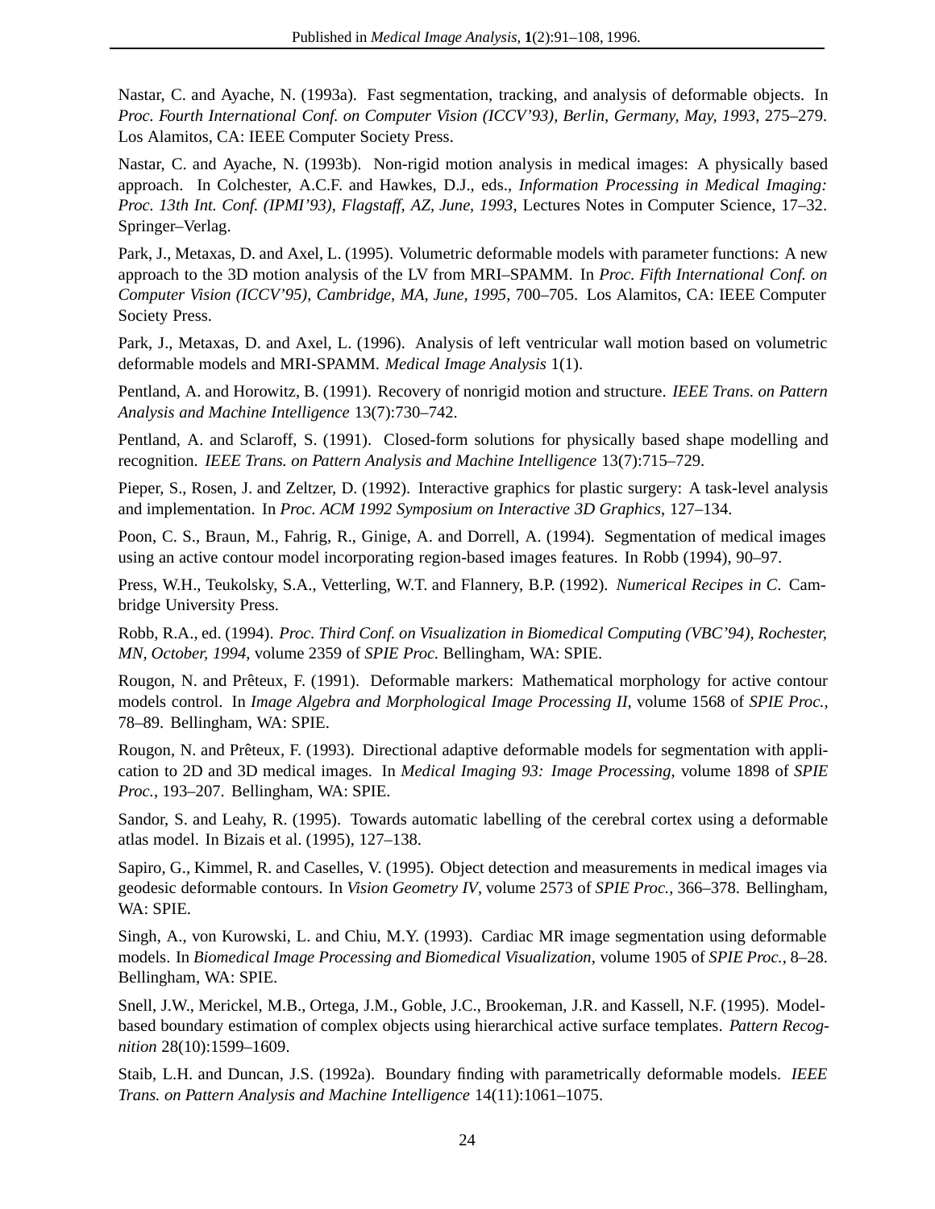Nastar, C. and Ayache, N. (1993a). Fast segmentation, tracking, and analysis of deformable objects. In *Proc. Fourth International Conf. on Computer Vision (ICCV'93), Berlin, Germany, May, 1993*, 275–279. Los Alamitos, CA: IEEE Computer Society Press.

Nastar, C. and Ayache, N. (1993b). Non-rigid motion analysis in medical images: A physically based approach. In Colchester, A.C.F. and Hawkes, D.J., eds., *Information Processing in Medical Imaging: Proc. 13th Int. Conf. (IPMI'93), Flagstaff, AZ, June, 1993*, Lectures Notes in Computer Science, 17–32. Springer–Verlag.

Park, J., Metaxas, D. and Axel, L. (1995). Volumetric deformable models with parameter functions: A new approach to the 3D motion analysis of the LV from MRI–SPAMM. In *Proc. Fifth International Conf. on Computer Vision (ICCV'95), Cambridge, MA, June, 1995*, 700–705. Los Alamitos, CA: IEEE Computer Society Press.

Park, J., Metaxas, D. and Axel, L. (1996). Analysis of left ventricular wall motion based on volumetric deformable models and MRI-SPAMM. *Medical Image Analysis* 1(1).

Pentland, A. and Horowitz, B. (1991). Recovery of nonrigid motion and structure. *IEEE Trans. on Pattern Analysis and Machine Intelligence* 13(7):730–742.

Pentland, A. and Sclaroff, S. (1991). Closed-form solutions for physically based shape modelling and recognition. *IEEE Trans. on Pattern Analysis and Machine Intelligence* 13(7):715–729.

Pieper, S., Rosen, J. and Zeltzer, D. (1992). Interactive graphics for plastic surgery: A task-level analysis and implementation. In *Proc. ACM 1992 Symposium on Interactive 3D Graphics*, 127–134.

Poon, C. S., Braun, M., Fahrig, R., Ginige, A. and Dorrell, A. (1994). Segmentation of medical images using an active contour model incorporating region-based images features. In Robb (1994), 90–97.

Press, W.H., Teukolsky, S.A., Vetterling, W.T. and Flannery, B.P. (1992). *Numerical Recipes in C*. Cambridge University Press.

Robb, R.A., ed. (1994). *Proc. Third Conf. on Visualization in Biomedical Computing (VBC'94), Rochester, MN, October, 1994*, volume 2359 of *SPIE Proc.* Bellingham, WA: SPIE.

Rougon, N. and Prêteux, F. (1991). Deformable markers: Mathematical morphology for active contour models control. In *Image Algebra and Morphological Image Processing II*, volume 1568 of *SPIE Proc.*, 78–89. Bellingham, WA: SPIE.

Rougon, N. and Prêteux, F. (1993). Directional adaptive deformable models for segmentation with application to 2D and 3D medical images. In *Medical Imaging 93: Image Processing*, volume 1898 of *SPIE Proc.*, 193–207. Bellingham, WA: SPIE.

Sandor, S. and Leahy, R. (1995). Towards automatic labelling of the cerebral cortex using a deformable atlas model. In Bizais et al. (1995), 127–138.

Sapiro, G., Kimmel, R. and Caselles, V. (1995). Object detection and measurements in medical images via geodesic deformable contours. In *Vision Geometry IV*, volume 2573 of *SPIE Proc.*, 366–378. Bellingham, WA: SPIE.

Singh, A., von Kurowski, L. and Chiu, M.Y. (1993). Cardiac MR image segmentation using deformable models. In *Biomedical Image Processing and Biomedical Visualization*, volume 1905 of *SPIE Proc.*, 8–28. Bellingham, WA: SPIE.

Snell, J.W., Merickel, M.B., Ortega, J.M., Goble, J.C., Brookeman, J.R. and Kassell, N.F. (1995). Model-based boundary estimation of complex objects using hierarchical active surface templates. *Pattern Recognition* 28(10):1599–1609.

Staib, L.H. and Duncan, J.S. (1992a). Boundary finding with parametrically deformable models. *IEEE Trans. on Pattern Analysis and Machine Intelligence* 14(11):1061–1075.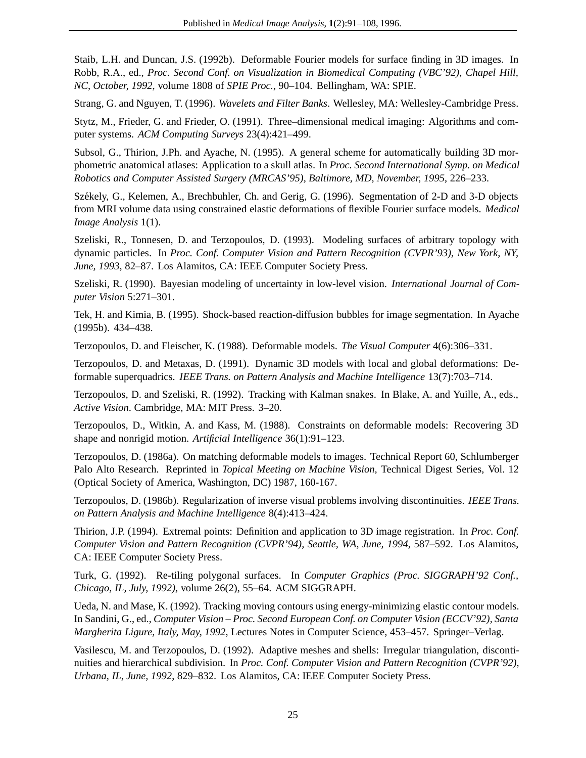Staib, L.H. and Duncan, J.S. (1992b). Deformable Fourier models for surface finding in 3D images. In Robb, R.A., ed., *Proc. Second Conf. on Visualization in Biomedical Computing (VBC'92), Chapel Hill, NC, October, 1992*, volume 1808 of *SPIE Proc.*, 90–104. Bellingham, WA: SPIE.

Strang, G. and Nguyen, T. (1996). *Wavelets and Filter Banks*. Wellesley, MA: Wellesley-Cambridge Press.

Stytz, M., Frieder, G. and Frieder, O. (1991). Three–dimensional medical imaging: Algorithms and computer systems. *ACM Computing Surveys* 23(4):421–499.

Subsol, G., Thirion, J.Ph. and Ayache, N. (1995). A general scheme for automatically building 3D morphometric anatomical atlases: Application to a skull atlas. In *Proc. Second International Symp. on Medical Robotics and Computer Assisted Surgery (MRCAS'95), Baltimore, MD, November, 1995*, 226–233.

Székely, G., Kelemen, A., Brechbuhler, Ch. and Gerig, G. (1996). Segmentation of 2-D and 3-D objects from MRI volume data using constrained elastic deformations of flexible Fourier surface models. *Medical Image Analysis* 1(1).

Szeliski, R., Tonnesen, D. and Terzopoulos, D. (1993). Modeling surfaces of arbitrary topology with dynamic particles. In *Proc. Conf. Computer Vision and Pattern Recognition (CVPR'93), New York, NY, June, 1993*, 82–87. Los Alamitos, CA: IEEE Computer Society Press.

Szeliski, R. (1990). Bayesian modeling of uncertainty in low-level vision. *International Journal of Computer Vision* 5:271–301.

Tek, H. and Kimia, B. (1995). Shock-based reaction-diffusion bubbles for image segmentation. In Ayache (1995b). 434–438.

Terzopoulos, D. and Fleischer, K. (1988). Deformable models. *The Visual Computer* 4(6):306–331.

Terzopoulos, D. and Metaxas, D. (1991). Dynamic 3D models with local and global deformations: Deformable superquadrics. *IEEE Trans. on Pattern Analysis and Machine Intelligence* 13(7):703–714.

Terzopoulos, D. and Szeliski, R. (1992). Tracking with Kalman snakes. In Blake, A. and Yuille, A., eds., *Active Vision*. Cambridge, MA: MIT Press. 3–20.

Terzopoulos, D., Witkin, A. and Kass, M. (1988). Constraints on deformable models: Recovering 3D shape and nonrigid motion. *Artificial Intelligence* 36(1):91–123.

Terzopoulos, D. (1986a). On matching deformable models to images. Technical Report 60, Schlumberger Palo Alto Research. Reprinted in *Topical Meeting on Machine Vision*, Technical Digest Series, Vol. 12 (Optical Society of America, Washington, DC) 1987, 160-167.

Terzopoulos, D. (1986b). Regularization of inverse visual problems involving discontinuities. *IEEE Trans. on Pattern Analysis and Machine Intelligence* 8(4):413–424.

Thirion, J.P. (1994). Extremal points: Definition and application to 3D image registration. In *Proc. Conf. Computer Vision and Pattern Recognition (CVPR'94), Seattle, WA, June, 1994*, 587–592. Los Alamitos, CA: IEEE Computer Society Press.

Turk, G. (1992). Re-tiling polygonal surfaces. In *Computer Graphics (Proc. SIGGRAPH'92 Conf., Chicago, IL, July, 1992)*, volume 26(2), 55–64. ACM SIGGRAPH.

Ueda, N. and Mase, K. (1992). Tracking moving contours using energy-minimizing elastic contour models. In Sandini, G., ed., *Computer Vision – Proc. Second European Conf. on Computer Vision (ECCV'92), Santa Margherita Ligure, Italy, May, 1992*, Lectures Notes in Computer Science, 453–457. Springer–Verlag.

Vasilescu, M. and Terzopoulos, D. (1992). Adaptive meshes and shells: Irregular triangulation, discontinuities and hierarchical subdivision. In *Proc. Conf. Computer Vision and Pattern Recognition (CVPR'92), Urbana, IL, June, 1992*, 829–832. Los Alamitos, CA: IEEE Computer Society Press.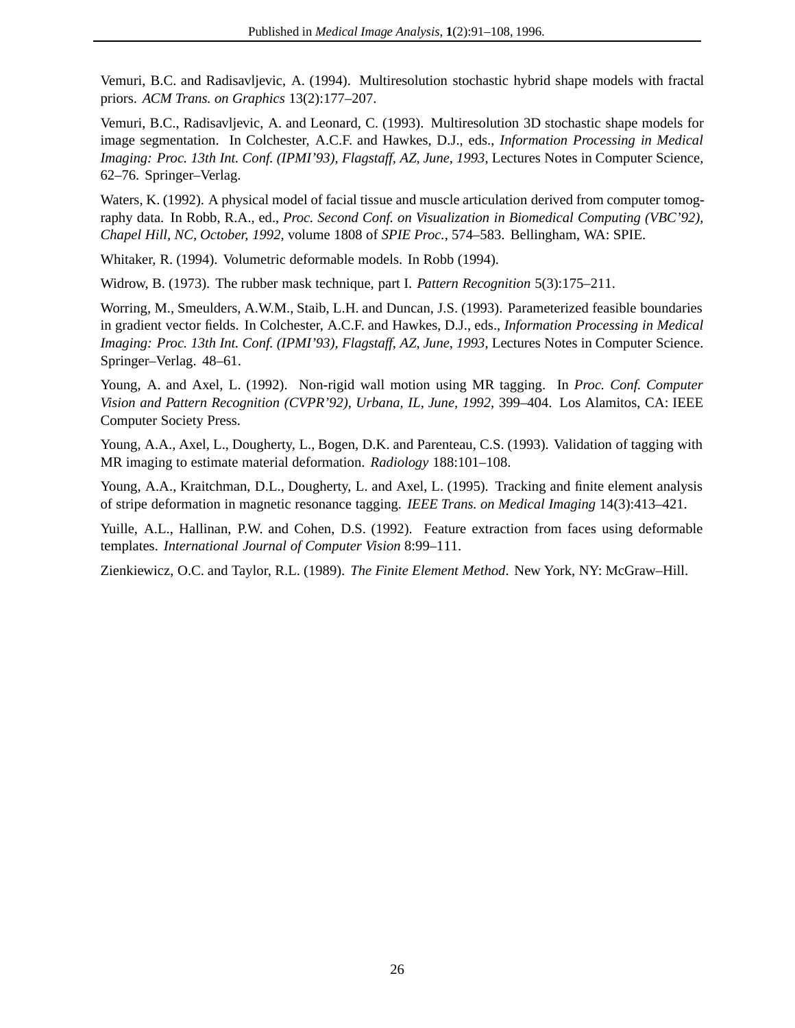Vemuri, B.C. and Radisavljevic, A. (1994). Multiresolution stochastic hybrid shape models with fractal priors. *ACM Trans. on Graphics* 13(2):177–207.

Vemuri, B.C., Radisavljevic, A. and Leonard, C. (1993). Multiresolution 3D stochastic shape models for image segmentation. In Colchester, A.C.F. and Hawkes, D.J., eds., *Information Processing in Medical Imaging: Proc. 13th Int. Conf. (IPMI'93), Flagstaff, AZ, June, 1993*, Lectures Notes in Computer Science, 62–76. Springer–Verlag.

Waters, K. (1992). A physical model of facial tissue and muscle articulation derived from computer tomography data. In Robb, R.A., ed., *Proc. Second Conf. on Visualization in Biomedical Computing (VBC'92), Chapel Hill, NC, October, 1992*, volume 1808 of *SPIE Proc.*, 574–583. Bellingham, WA: SPIE.

Whitaker, R. (1994). Volumetric deformable models. In Robb (1994).

Widrow, B. (1973). The rubber mask technique, part I. *Pattern Recognition* 5(3):175–211.

Worring, M., Smeulders, A.W.M., Staib, L.H. and Duncan, J.S. (1993). Parameterized feasible boundaries in gradient vector fields. In Colchester, A.C.F. and Hawkes, D.J., eds., *Information Processing in Medical Imaging: Proc. 13th Int. Conf. (IPMI'93), Flagstaff, AZ, June, 1993*, Lectures Notes in Computer Science. Springer–Verlag. 48–61.

Young, A. and Axel, L. (1992). Non-rigid wall motion using MR tagging. In *Proc. Conf. Computer Vision and Pattern Recognition (CVPR'92), Urbana, IL, June, 1992*, 399–404. Los Alamitos, CA: IEEE Computer Society Press.

Young, A.A., Axel, L., Dougherty, L., Bogen, D.K. and Parenteau, C.S. (1993). Validation of tagging with MR imaging to estimate material deformation. *Radiology* 188:101–108.

Young, A.A., Kraitchman, D.L., Dougherty, L. and Axel, L. (1995). Tracking and finite element analysis of stripe deformation in magnetic resonance tagging. *IEEE Trans. on Medical Imaging* 14(3):413–421.

Yuille, A.L., Hallinan, P.W. and Cohen, D.S. (1992). Feature extraction from faces using deformable templates. *International Journal of Computer Vision* 8:99–111.

Zienkiewicz, O.C. and Taylor, R.L. (1989). *The Finite Element Method*. New York, NY: McGraw–Hill.